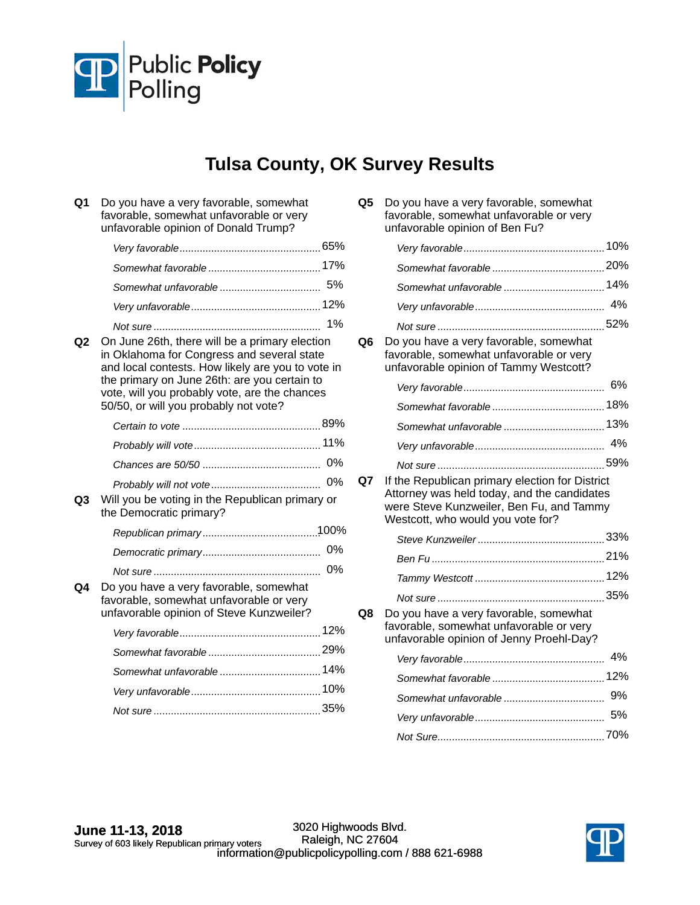Public **Policy** Polling

# Tulsa County, OK Survey Results

**Q1** Do you have a very favorable, somewhat favorable, somewhat unfavorable or very unfavorable opinion of Donald Trump?

| | |
|---|---|
| *Very favorable* | 65% |
| *Somewhat favorable* | 17% |
| *Somewhat unfavorable* | 5% |
| *Very unfavorable* | 12% |
| *Not sure* | 1% |

**Q2** On June 26th, there will be a primary election in Oklahoma for Congress and several state and local contests. How likely are you to vote in the primary on June 26th: are you certain to vote, will you probably vote, are the chances 50/50, or will you probably not vote?

| | |
|---|---|
| *Certain to vote* | 89% |
| *Probably will vote* | 11% |
| *Chances are 50/50* | 0% |
| *Probably will not vote* | 0% |

**Q3** Will you be voting in the Republican primary or the Democratic primary?

| | |
|---|---|
| *Republican primary* | 100% |
| *Democratic primary* | 0% |
| *Not sure* | 0% |

**Q4** Do you have a very favorable, somewhat favorable, somewhat unfavorable or very unfavorable opinion of Steve Kunzweiler?

| | |
|---|---|
| *Very favorable* | 12% |
| *Somewhat favorable* | 29% |
| *Somewhat unfavorable* | 14% |
| *Very unfavorable* | 10% |
| *Not sure* | 35% |

**Q5** Do you have a very favorable, somewhat favorable, somewhat unfavorable or very unfavorable opinion of Ben Fu?

| | |
|---|---|
| *Very favorable* | 10% |
| *Somewhat favorable* | 20% |
| *Somewhat unfavorable* | 14% |
| *Very unfavorable* | 4% |
| *Not sure* | 52% |

**Q6** Do you have a very favorable, somewhat favorable, somewhat unfavorable or very unfavorable opinion of Tammy Westcott?

| | |
|---|---|
| *Very favorable* | 6% |
| *Somewhat favorable* | 18% |
| *Somewhat unfavorable* | 13% |
| *Very unfavorable* | 4% |
| *Not sure* | 59% |

**Q7** If the Republican primary election for District Attorney was held today, and the candidates were Steve Kunzweiler, Ben Fu, and Tammy Westcott, who would you vote for?

| | |
|---|---|
| *Steve Kunzweiler* | 33% |
| *Ben Fu* | 21% |
| *Tammy Westcott* | 12% |
| *Not sure* | 35% |

**Q8** Do you have a very favorable, somewhat favorable, somewhat unfavorable or very unfavorable opinion of Jenny Proehl-Day?

| | |
|---|---|
| *Very favorable* | 4% |
| *Somewhat favorable* | 12% |
| *Somewhat unfavorable* | 9% |
| *Very unfavorable* | 5% |
| *Not Sure* | 70% |

**June 11-13, 2018**
Survey of 603 likely Republican primary voters

3020 Highwoods Blvd.
Raleigh, NC 27604
information@publicpolicypolling.com / 888 621-6988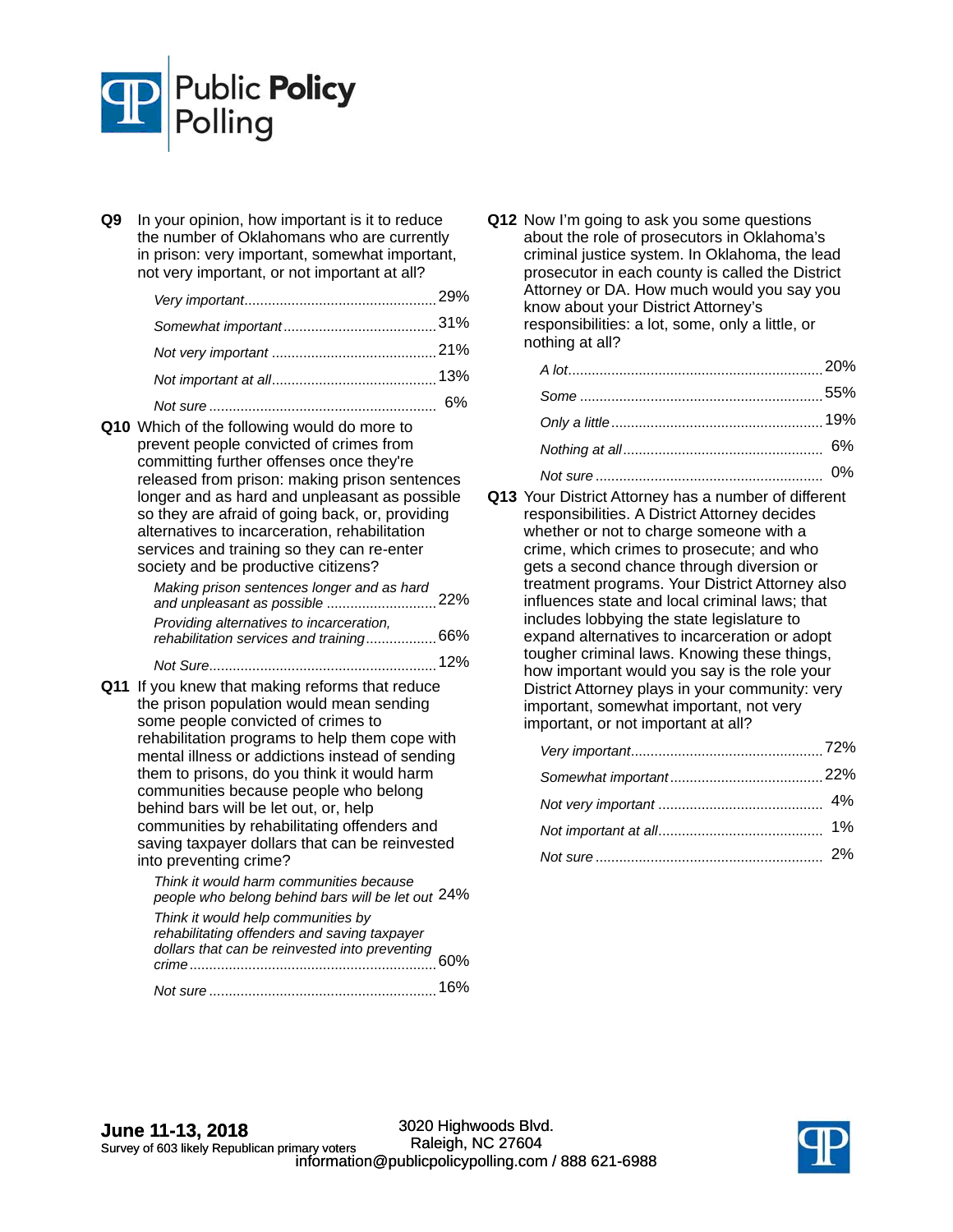**Q9** In your opinion, how important is it to reduce the number of Oklahomans who are currently in prison: very important, somewhat important, not very important, or not important at all?

| | |
|---|---|
| *Very important* | 29% |
| *Somewhat important* | 31% |
| *Not very important* | 21% |
| *Not important at all* | 13% |
| *Not sure* | 6% |

**Q10** Which of the following would do more to prevent people convicted of crimes from committing further offenses once they're released from prison: making prison sentences longer and as hard and unpleasant as possible so they are afraid of going back, or, providing alternatives to incarceration, rehabilitation services and training so they can re-enter society and be productive citizens?

| | |
|---|---|
| *Making prison sentences longer and as hard and unpleasant as possible* | 22% |
| *Providing alternatives to incarceration, rehabilitation services and training* | 66% |
| *Not Sure* | 12% |

**Q11** If you knew that making reforms that reduce the prison population would mean sending some people convicted of crimes to rehabilitation programs to help them cope with mental illness or addictions instead of sending them to prisons, do you think it would harm communities because people who belong behind bars will be let out, or, help communities by rehabilitating offenders and saving taxpayer dollars that can be reinvested into preventing crime?

| | |
|---|---|
| *Think it would harm communities because people who belong behind bars will be let out* | 24% |
| *Think it would help communities by rehabilitating offenders and saving taxpayer dollars that can be reinvested into preventing crime* | 60% |
| *Not sure* | 16% |

**Q12** Now I'm going to ask you some questions about the role of prosecutors in Oklahoma's criminal justice system. In Oklahoma, the lead prosecutor in each county is called the District Attorney or DA. How much would you say you know about your District Attorney's responsibilities: a lot, some, only a little, or nothing at all?

| | |
|---|---|
| *A lot* | 20% |
| *Some* | 55% |
| *Only a little* | 19% |
| *Nothing at all* | 6% |
| *Not sure* | 0% |

**Q13** Your District Attorney has a number of different responsibilities. A District Attorney decides whether or not to charge someone with a crime, which crimes to prosecute; and who gets a second chance through diversion or treatment programs. Your District Attorney also influences state and local criminal laws; that includes lobbying the state legislature to expand alternatives to incarceration or adopt tougher criminal laws. Knowing these things, how important would you say is the role your District Attorney plays in your community: very important, somewhat important, not very important, or not important at all?

| | |
|---|---|
| *Very important* | 72% |
| *Somewhat important* | 22% |
| *Not very important* | 4% |
| *Not important at all* | 1% |
| *Not sure* | 2% |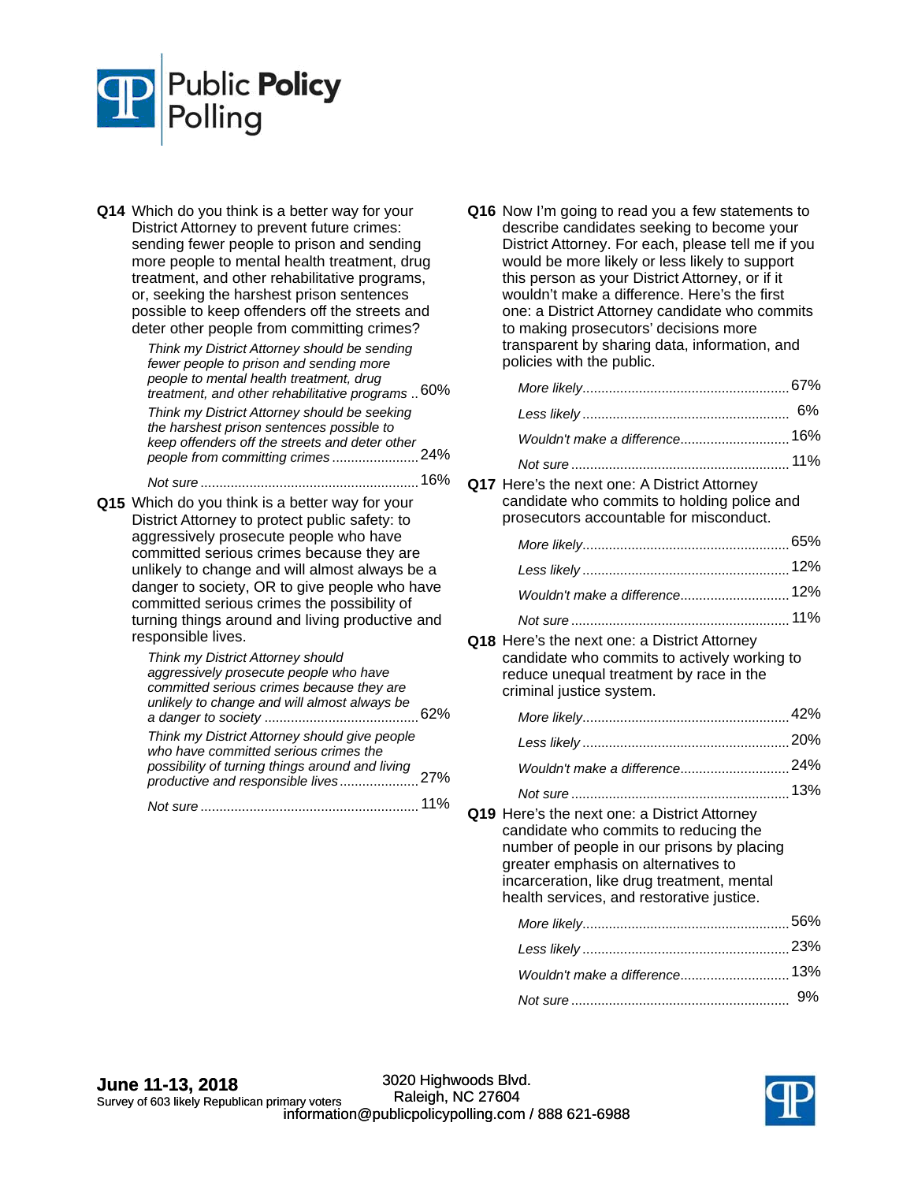**Q14** Which do you think is a better way for your District Attorney to prevent future crimes: sending fewer people to prison and sending more people to mental health treatment, drug treatment, and other rehabilitative programs, or, seeking the harshest prison sentences possible to keep offenders off the streets and deter other people from committing crimes?

| | |
|---|---|
| *Think my District Attorney should be sending fewer people to prison and sending more people to mental health treatment, drug treatment, and other rehabilitative programs* | 60% |
| *Think my District Attorney should be seeking the harshest prison sentences possible to keep offenders off the streets and deter other people from committing crimes* | 24% |
| *Not sure* | 16% |

**Q15** Which do you think is a better way for your District Attorney to protect public safety: to aggressively prosecute people who have committed serious crimes because they are unlikely to change and will almost always be a danger to society, OR to give people who have committed serious crimes the possibility of turning things around and living productive and responsible lives.

| | |
|---|---|
| *Think my District Attorney should aggressively prosecute people who have committed serious crimes because they are unlikely to change and will almost always be a danger to society* | 62% |
| *Think my District Attorney should give people who have committed serious crimes the possibility of turning things around and living productive and responsible lives* | 27% |
| *Not sure* | 11% |

**Q16** Now I'm going to read you a few statements to describe candidates seeking to become your District Attorney. For each, please tell me if you would be more likely or less likely to support this person as your District Attorney, or if it wouldn't make a difference. Here's the first one: a District Attorney candidate who commits to making prosecutors' decisions more transparent by sharing data, information, and policies with the public.

| | |
|---|---|
| *More likely* | 67% |
| *Less likely* | 6% |
| *Wouldn't make a difference* | 16% |
| *Not sure* | 11% |

**Q17** Here's the next one: A District Attorney candidate who commits to holding police and prosecutors accountable for misconduct.

| | |
|---|---|
| *More likely* | 65% |
| *Less likely* | 12% |
| *Wouldn't make a difference* | 12% |
| *Not sure* | 11% |

**Q18** Here's the next one: a District Attorney candidate who commits to actively working to reduce unequal treatment by race in the criminal justice system.

| | |
|---|---|
| *More likely* | 42% |
| *Less likely* | 20% |
| *Wouldn't make a difference* | 24% |
| *Not sure* | 13% |

**Q19** Here's the next one: a District Attorney candidate who commits to reducing the number of people in our prisons by placing greater emphasis on alternatives to incarceration, like drug treatment, mental health services, and restorative justice.

| | |
|---|---|
| *More likely* | 56% |
| *Less likely* | 23% |
| *Wouldn't make a difference* | 13% |
| *Not sure* | 9% |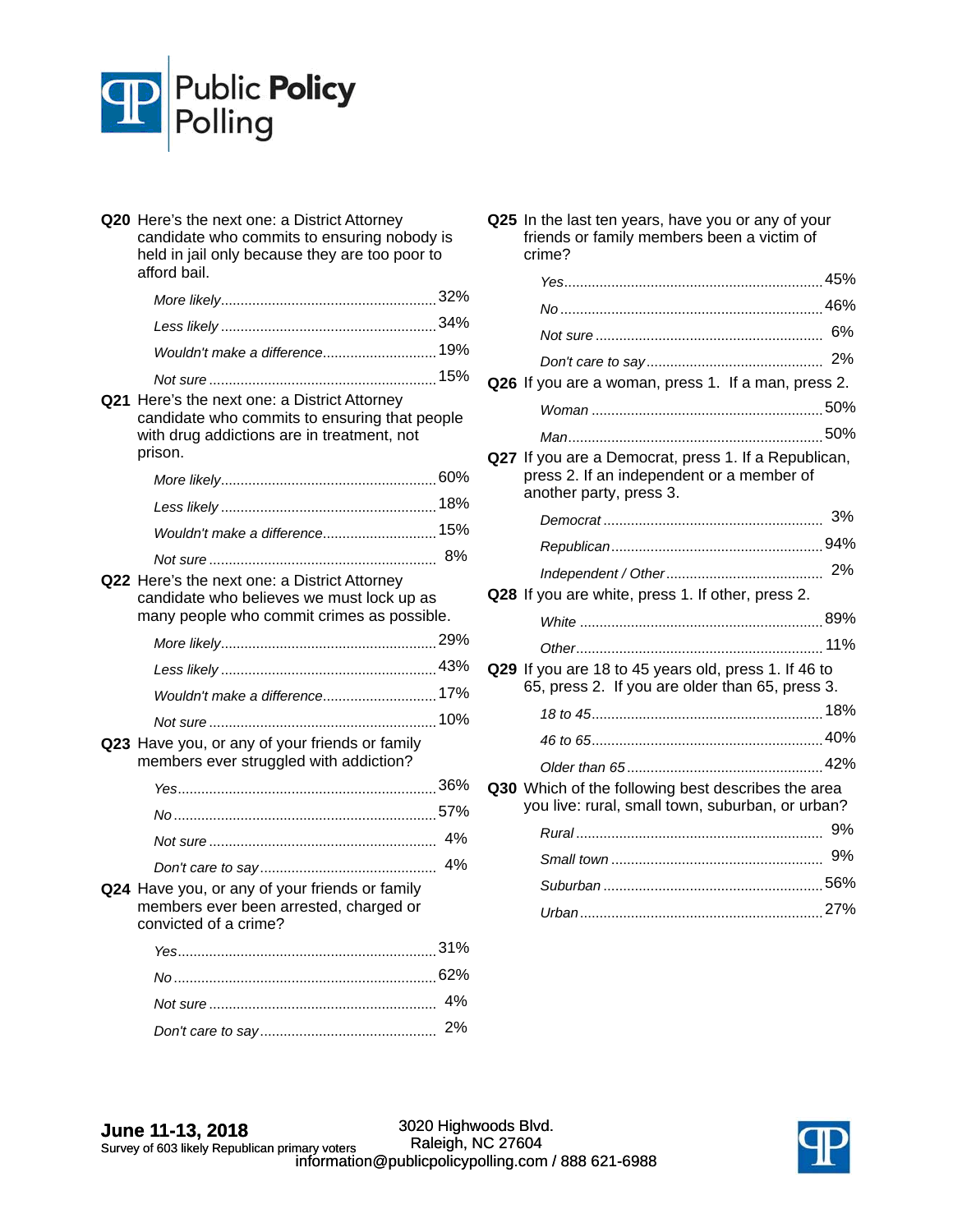**Q20** Here's the next one: a District Attorney candidate who commits to ensuring nobody is held in jail only because they are too poor to afford bail.

| | |
|---|---|
| *More likely* | 32% |
| *Less likely* | 34% |
| *Wouldn't make a difference* | 19% |
| *Not sure* | 15% |

**Q21** Here's the next one: a District Attorney candidate who commits to ensuring that people with drug addictions are in treatment, not prison.

| | |
|---|---|
| *More likely* | 60% |
| *Less likely* | 18% |
| *Wouldn't make a difference* | 15% |
| *Not sure* | 8% |

**Q22** Here's the next one: a District Attorney candidate who believes we must lock up as many people who commit crimes as possible.

| | |
|---|---|
| *More likely* | 29% |
| *Less likely* | 43% |
| *Wouldn't make a difference* | 17% |
| *Not sure* | 10% |

**Q23** Have you, or any of your friends or family members ever struggled with addiction?

| | |
|---|---|
| *Yes* | 36% |
| *No* | 57% |
| *Not sure* | 4% |
| *Don't care to say* | 4% |

**Q24** Have you, or any of your friends or family members ever been arrested, charged or convicted of a crime?

| | |
|---|---|
| *Yes* | 31% |
| *No* | 62% |
| *Not sure* | 4% |
| *Don't care to say* | 2% |

**Q25** In the last ten years, have you or any of your friends or family members been a victim of crime?

| | |
|---|---|
| *Yes* | 45% |
| *No* | 46% |
| *Not sure* | 6% |
| *Don't care to say* | 2% |

**Q26** If you are a woman, press 1. If a man, press 2.

| | |
|---|---|
| *Woman* | 50% |
| *Man* | 50% |

**Q27** If you are a Democrat, press 1. If a Republican, press 2. If an independent or a member of another party, press 3.

| | |
|---|---|
| *Democrat* | 3% |
| *Republican* | 94% |
| *Independent / Other* | 2% |

**Q28** If you are white, press 1. If other, press 2.

| | |
|---|---|
| *White* | 89% |
| *Other* | 11% |

**Q29** If you are 18 to 45 years old, press 1. If 46 to 65, press 2. If you are older than 65, press 3.

| | |
|---|---|
| *18 to 45* | 18% |
| *46 to 65* | 40% |
| *Older than 65* | 42% |

**Q30** Which of the following best describes the area you live: rural, small town, suburban, or urban?

| | |
|---|---|
| *Rural* | 9% |
| *Small town* | 9% |
| *Suburban* | 56% |
| *Urban* | 27% |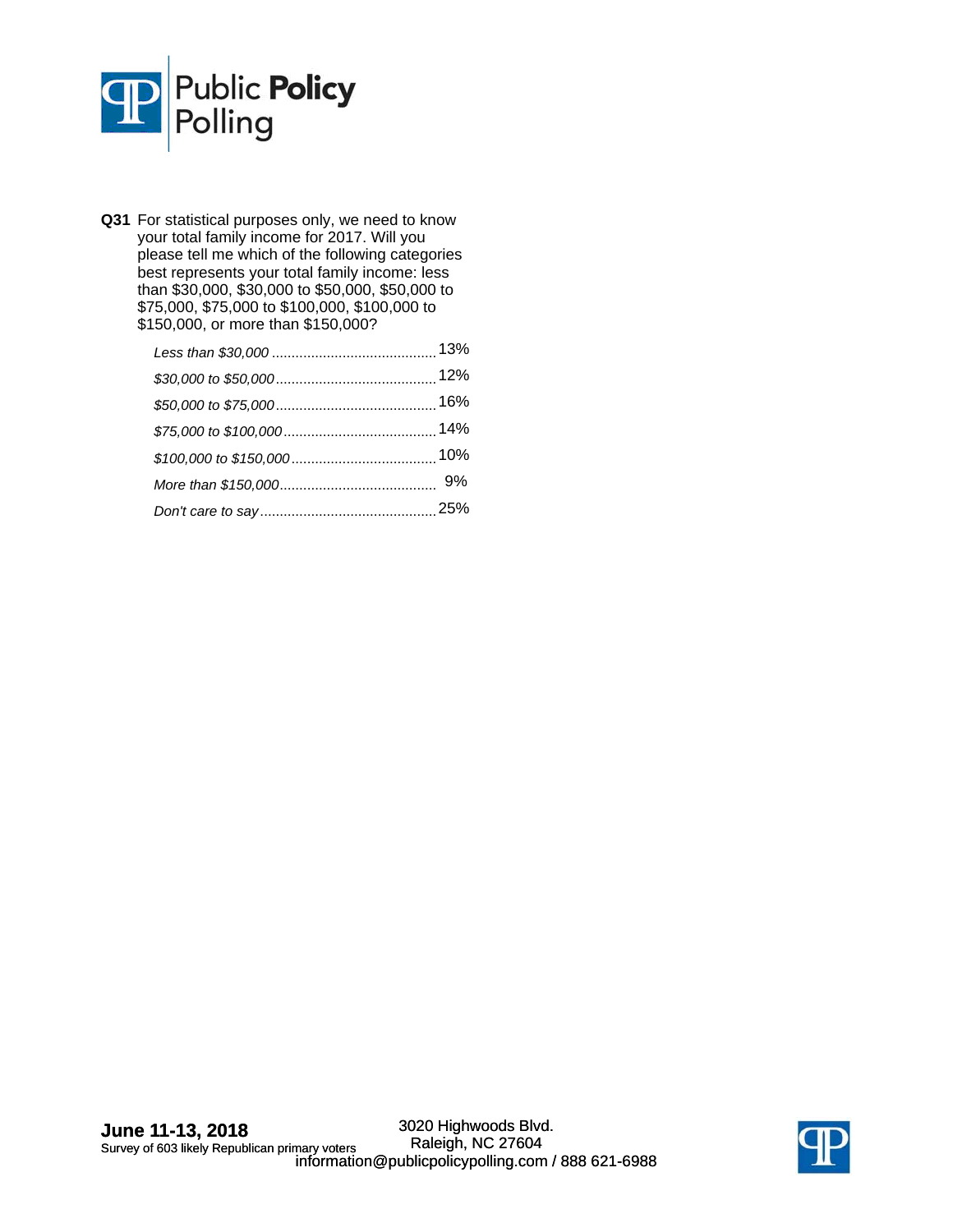**Q31** For statistical purposes only, we need to know your total family income for 2017. Will you please tell me which of the following categories best represents your total family income: less than $30,000, $30,000 to $50,000, $50,000 to $75,000, $75,000 to $100,000, $100,000 to $150,000, or more than $150,000?

| | |
|---|---|
| *Less than $30,000* | 13% |
| *$30,000 to $50,000* | 12% |
| *$50,000 to $75,000* | 16% |
| *$75,000 to $100,000* | 14% |
| *$100,000 to $150,000* | 10% |
| *More than $150,000* | 9% |
| *Don't care to say* | 25% |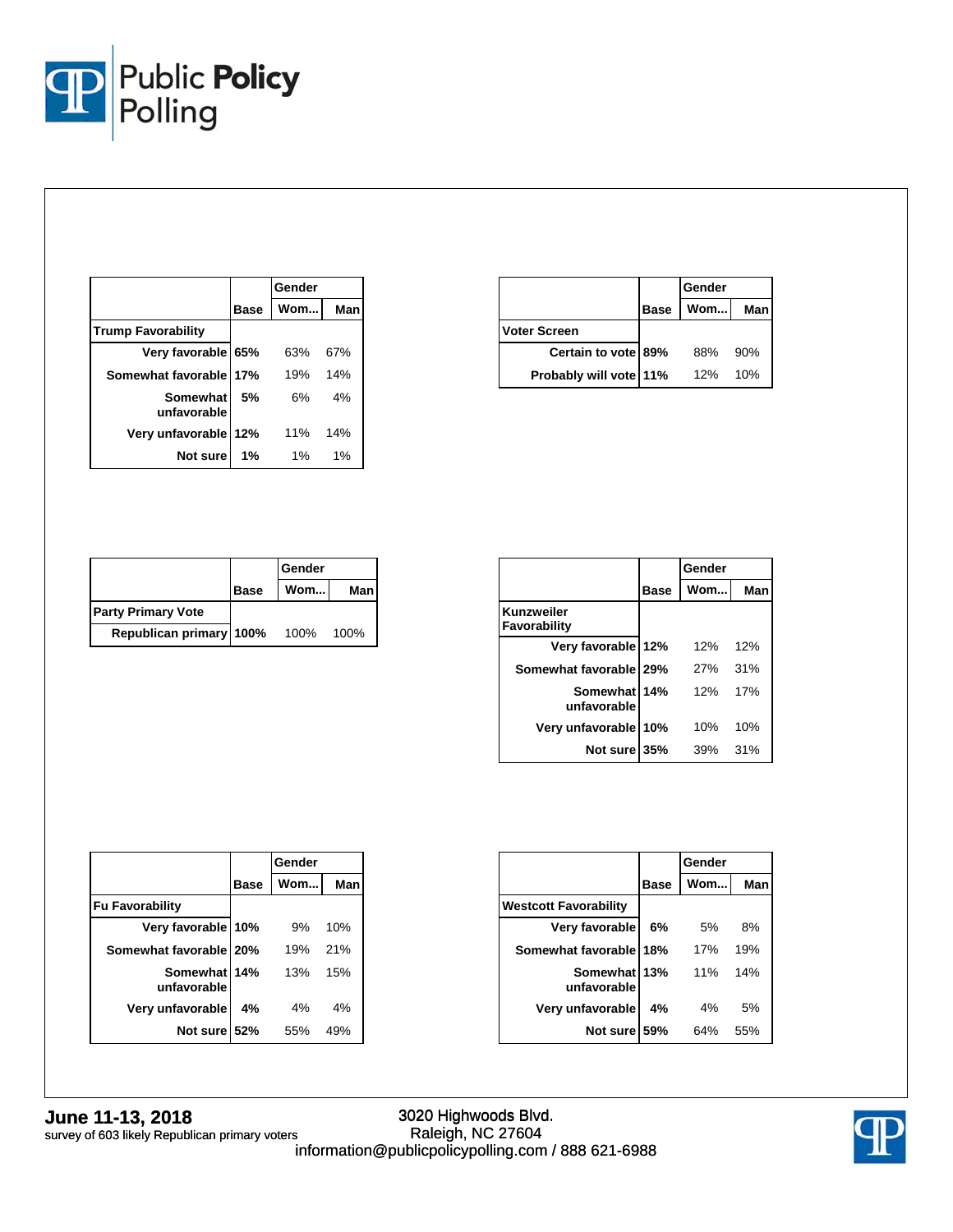| | Base | Gender | |
|---|---|---|---|
| | | Wom... | Man |
| **Trump Favorability** | | | |
| Very favorable | 65% | 63% | 67% |
| Somewhat favorable | 17% | 19% | 14% |
| Somewhat unfavorable | 5% | 6% | 4% |
| Very unfavorable | 12% | 11% | 14% |
| Not sure | 1% | 1% | 1% |

| | Base | Gender | |
|---|---|---|---|
| | | Wom... | Man |
| **Voter Screen** | | | |
| Certain to vote | 89% | 88% | 90% |
| Probably will vote | 11% | 12% | 10% |

| | Base | Gender | |
|---|---|---|---|
| | | Wom... | Man |
| **Party Primary Vote** | | | |
| Republican primary | 100% | 100% | 100% |

| | Base | Gender | |
|---|---|---|---|
| | | Wom... | Man |
| **Kunzweiler Favorability** | | | |
| Very favorable | 12% | 12% | 12% |
| Somewhat favorable | 29% | 27% | 31% |
| Somewhat unfavorable | 14% | 12% | 17% |
| Very unfavorable | 10% | 10% | 10% |
| Not sure | 35% | 39% | 31% |

| | Base | Gender | |
|---|---|---|---|
| | | Wom... | Man |
| **Fu Favorability** | | | |
| Very favorable | 10% | 9% | 10% |
| Somewhat favorable | 20% | 19% | 21% |
| Somewhat unfavorable | 14% | 13% | 15% |
| Very unfavorable | 4% | 4% | 4% |
| Not sure | 52% | 55% | 49% |

| | Base | Gender | |
|---|---|---|---|
| | | Wom... | Man |
| **Westcott Favorability** | | | |
| Very favorable | 6% | 5% | 8% |
| Somewhat favorable | 18% | 17% | 19% |
| Somewhat unfavorable | 13% | 11% | 14% |
| Very unfavorable | 4% | 4% | 5% |
| Not sure | 59% | 64% | 55% |

**June 11-13, 2018**
survey of 603 likely Republican primary voters

3020 Highwoods Blvd.
Raleigh, NC 27604
information@publicpolicypolling.com / 888 621-6988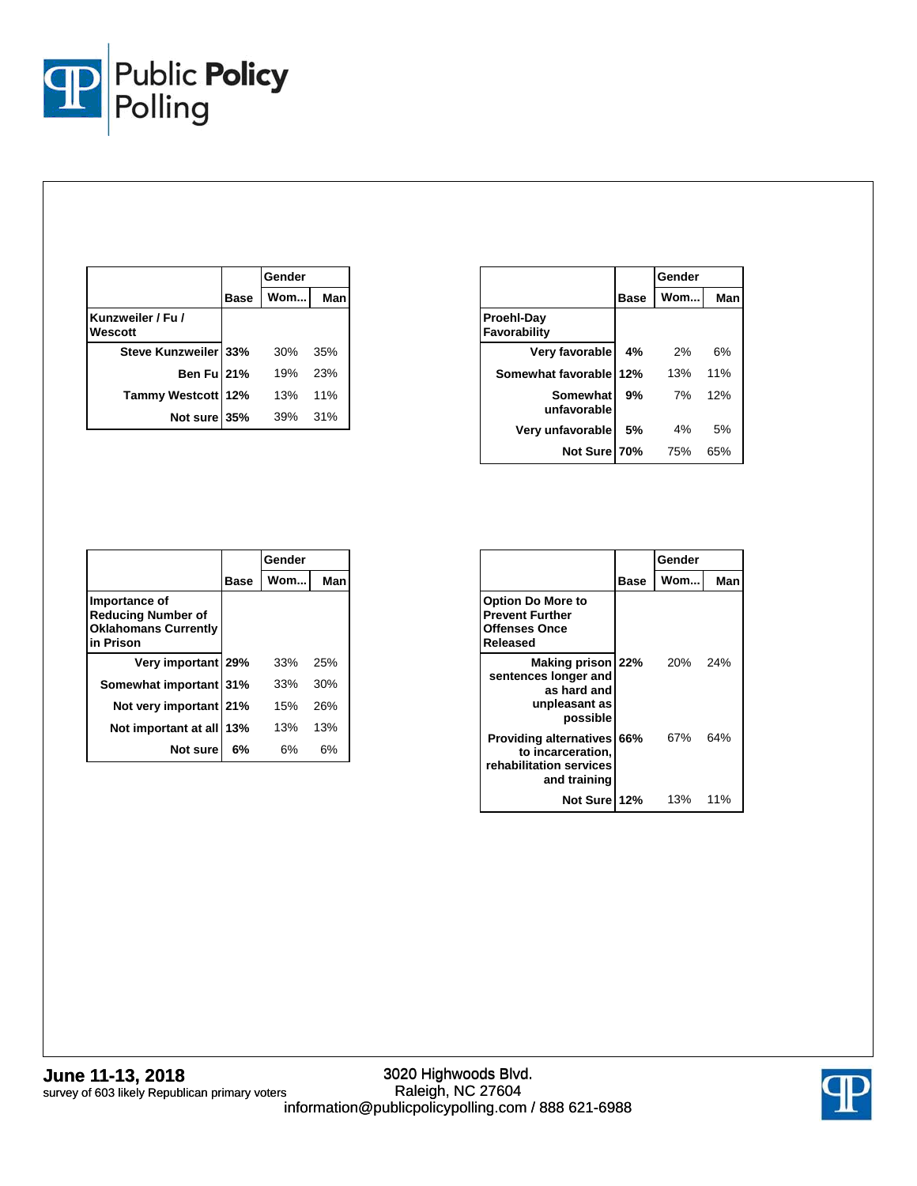| | Base | Gender | |
|---|---|---|---|
| | | Wom... | Man |
| **Kunzweiler / Fu / Wescott** | | | |
| Steve Kunzweiler | 33% | 30% | 35% |
| Ben Fu | 21% | 19% | 23% |
| Tammy Westcott | 12% | 13% | 11% |
| Not sure | 35% | 39% | 31% |

| | Base | Gender | |
|---|---|---|---|
| | | Wom... | Man |
| **Proehl-Day Favorability** | | | |
| Very favorable | 4% | 2% | 6% |
| Somewhat favorable | 12% | 13% | 11% |
| Somewhat unfavorable | 9% | 7% | 12% |
| Very unfavorable | 5% | 4% | 5% |
| Not Sure | 70% | 75% | 65% |

| | Base | Gender | |
|---|---|---|---|
| | | Wom... | Man |
| **Importance of Reducing Number of Oklahomans Currently in Prison** | | | |
| Very important | 29% | 33% | 25% |
| Somewhat important | 31% | 33% | 30% |
| Not very important | 21% | 15% | 26% |
| Not important at all | 13% | 13% | 13% |
| Not sure | 6% | 6% | 6% |

| | Base | Gender | |
|---|---|---|---|
| | | Wom... | Man |
| **Option Do More to Prevent Further Offenses Once Released** | | | |
| Making prison sentences longer and as hard and unpleasant as possible | 22% | 20% | 24% |
| Providing alternatives to incarceration, rehabilitation services and training | 66% | 67% | 64% |
| Not Sure | 12% | 13% | 11% |

**June 11-13, 2018**
survey of 603 likely Republican primary voters

3020 Highwoods Blvd.
Raleigh, NC 27604
information@publicpolicypolling.com / 888 621-6988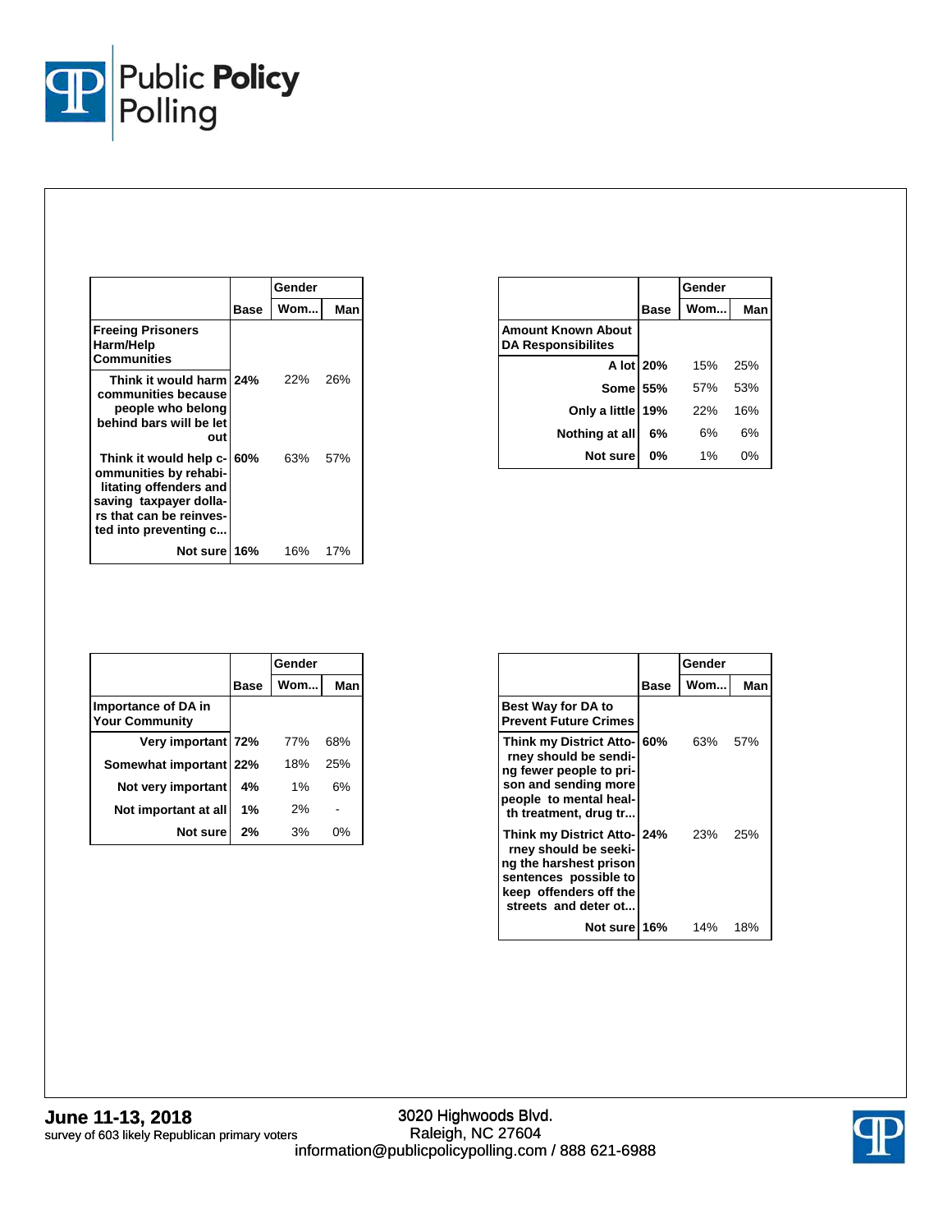| | Base | Gender | |
|---|---|---|---|
| | | Wom... | Man |
| **Freeing Prisoners Harm/Help Communities** | | | |
| Think it would harm communities because people who belong behind bars will be let out | 24% | 22% | 26% |
| Think it would help communities by rehabilitating offenders and saving taxpayer dollars that can be reinvested into preventing c... | 60% | 63% | 57% |
| Not sure | 16% | 16% | 17% |

| | Base | Gender | |
|---|---|---|---|
| | | Wom... | Man |
| **Amount Known About DA Responsibilites** | | | |
| A lot | 20% | 15% | 25% |
| Some | 55% | 57% | 53% |
| Only a little | 19% | 22% | 16% |
| Nothing at all | 6% | 6% | 6% |
| Not sure | 0% | 1% | 0% |

| | Base | Gender | |
|---|---|---|---|
| | | Wom... | Man |
| **Importance of DA in Your Community** | | | |
| Very important | 72% | 77% | 68% |
| Somewhat important | 22% | 18% | 25% |
| Not very important | 4% | 1% | 6% |
| Not important at all | 1% | 2% | - |
| Not sure | 2% | 3% | 0% |

| | Base | Gender | |
|---|---|---|---|
| | | Wom... | Man |
| **Best Way for DA to Prevent Future Crimes** | | | |
| Think my District Attorney should be sending fewer people to prison and sending more people to mental health treatment, drug tr... | 60% | 63% | 57% |
| Think my District Attorney should be seeking the harshest prison sentences possible to keep offenders off the streets and deter ot... | 24% | 23% | 25% |
| Not sure | 16% | 14% | 18% |

**June 11-13, 2018**
survey of 603 likely Republican primary voters

3020 Highwoods Blvd.
Raleigh, NC 27604
information@publicpolicypolling.com / 888 621-6988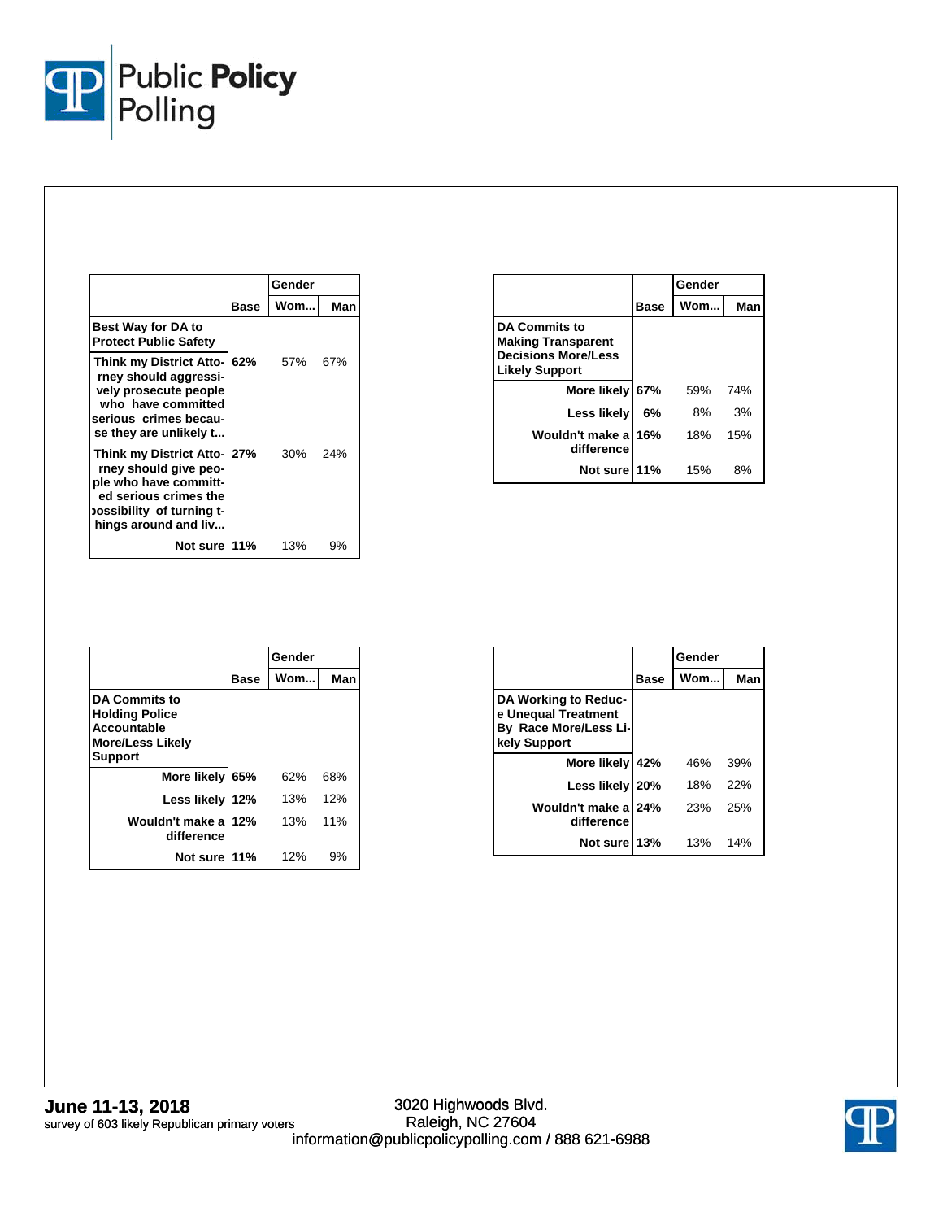| | Base | Gender | |
|---|---|---|---|
| | | Wom... | Man |
| **Best Way for DA to Protect Public Safety** | | | |
| Think my District Attorney should aggressively prosecute people who have committed serious crimes because they are unlikely t... | 62% | 57% | 67% |
| Think my District Attorney should give people who have committed serious crimes the possibility of turning things around and liv... | 27% | 30% | 24% |
| Not sure | 11% | 13% | 9% |

| | Base | Gender | |
|---|---|---|---|
| | | Wom... | Man |
| **DA Commits to Making Transparent Decisions More/Less Likely Support** | | | |
| More likely | 67% | 59% | 74% |
| Less likely | 6% | 8% | 3% |
| Wouldn't make a difference | 16% | 18% | 15% |
| Not sure | 11% | 15% | 8% |

| | Base | Gender | |
|---|---|---|---|
| | | Wom... | Man |
| **DA Commits to Holding Police Accountable More/Less Likely Support** | | | |
| More likely | 65% | 62% | 68% |
| Less likely | 12% | 13% | 12% |
| Wouldn't make a difference | 12% | 13% | 11% |
| Not sure | 11% | 12% | 9% |

| | Base | Gender | |
|---|---|---|---|
| | | Wom... | Man |
| **DA Working to Reduce Unequal Treatment By Race More/Less Likely Support** | | | |
| More likely | 42% | 46% | 39% |
| Less likely | 20% | 18% | 22% |
| Wouldn't make a difference | 24% | 23% | 25% |
| Not sure | 13% | 13% | 14% |

**June 11-13, 2018**
survey of 603 likely Republican primary voters

3020 Highwoods Blvd.
Raleigh, NC 27604
information@publicpolicypolling.com / 888 621-6988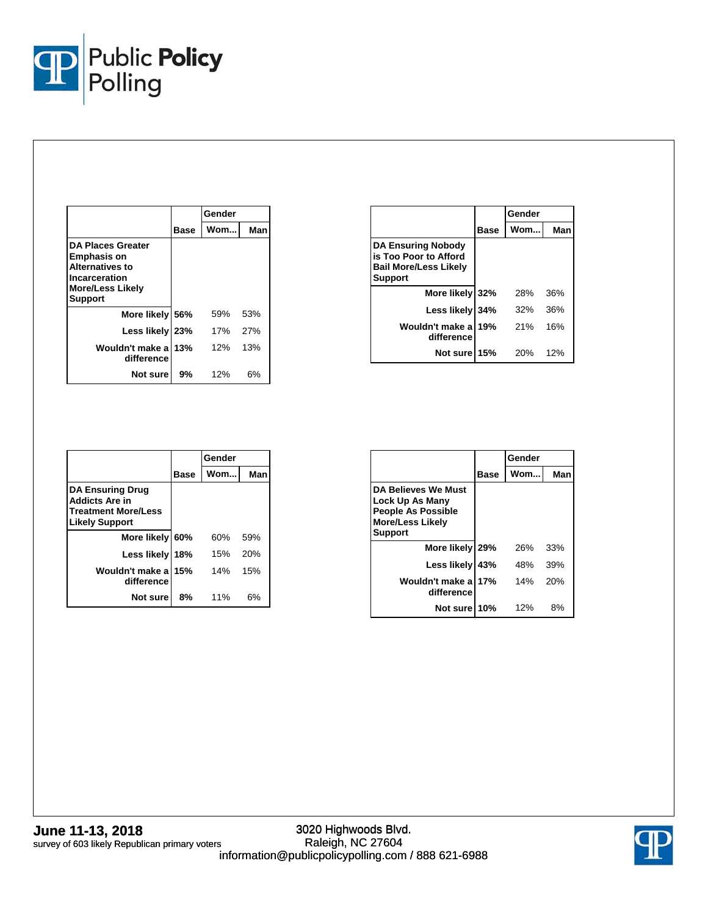| DA Places Greater Emphasis on Alternatives to Incarceration More/Less Likely Support | Base | Gender | |
|---|---|---|---|
| | | Wom... | Man |
| More likely | 56% | 59% | 53% |
| Less likely | 23% | 17% | 27% |
| Wouldn't make a difference | 13% | 12% | 13% |
| Not sure | 9% | 12% | 6% |

| DA Ensuring Nobody is Too Poor to Afford Bail More/Less Likely Support | Base | Gender | |
|---|---|---|---|
| | | Wom... | Man |
| More likely | 32% | 28% | 36% |
| Less likely | 34% | 32% | 36% |
| Wouldn't make a difference | 19% | 21% | 16% |
| Not sure | 15% | 20% | 12% |

| DA Ensuring Drug Addicts Are in Treatment More/Less Likely Support | Base | Gender | |
|---|---|---|---|
| | | Wom... | Man |
| More likely | 60% | 60% | 59% |
| Less likely | 18% | 15% | 20% |
| Wouldn't make a difference | 15% | 14% | 15% |
| Not sure | 8% | 11% | 6% |

| DA Believes We Must Lock Up As Many People As Possible More/Less Likely Support | Base | Gender | |
|---|---|---|---|
| | | Wom... | Man |
| More likely | 29% | 26% | 33% |
| Less likely | 43% | 48% | 39% |
| Wouldn't make a difference | 17% | 14% | 20% |
| Not sure | 10% | 12% | 8% |

**June 11-13, 2018**
survey of 603 likely Republican primary voters

3020 Highwoods Blvd.
Raleigh, NC 27604
information@publicpolicypolling.com / 888 621-6988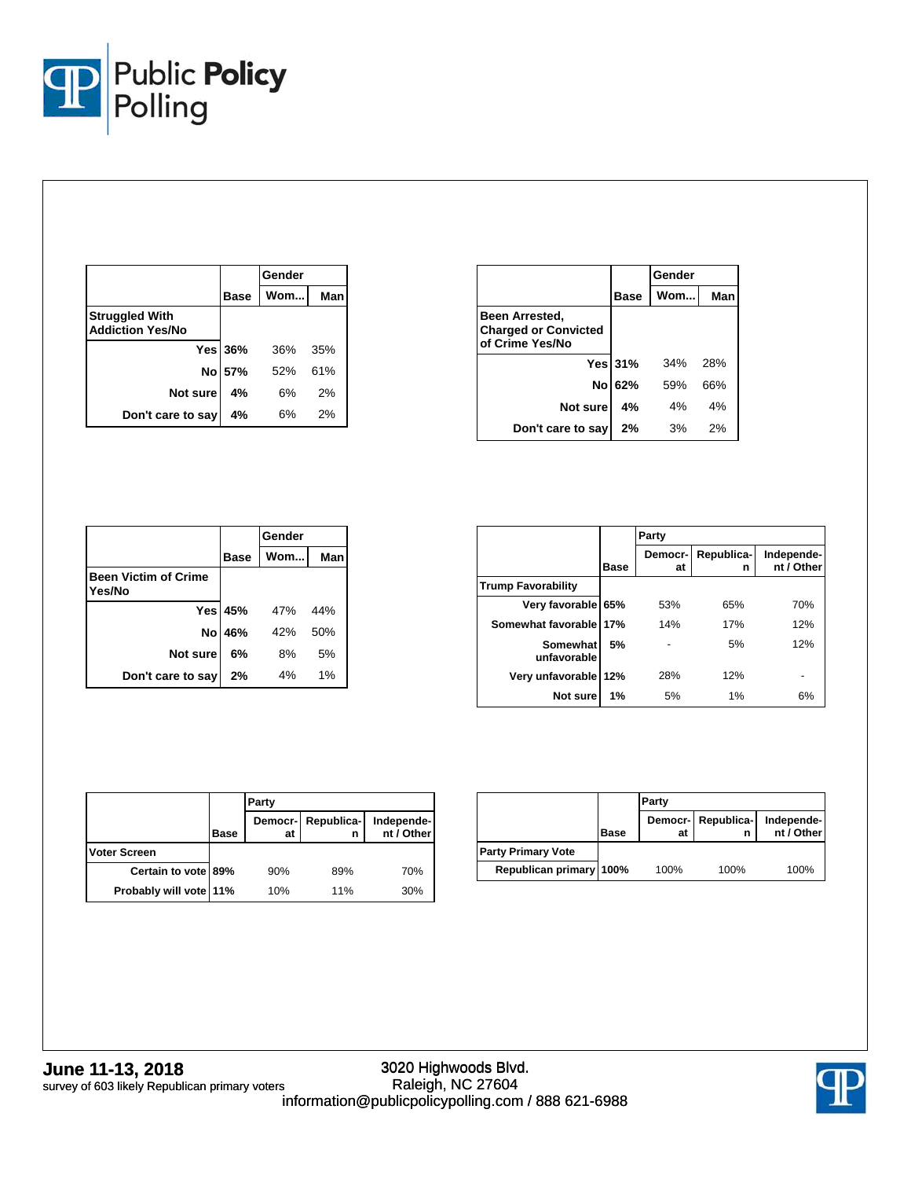| | Base | Gender | |
|---|---|---|---|
| | | Wom... | Man |
| **Struggled With Addiction Yes/No** | | | |
| Yes | 36% | 36% | 35% |
| No | 57% | 52% | 61% |
| Not sure | 4% | 6% | 2% |
| Don't care to say | 4% | 6% | 2% |

| | Base | Gender | |
|---|---|---|---|
| | | Wom... | Man |
| **Been Arrested, Charged or Convicted of Crime Yes/No** | | | |
| Yes | 31% | 34% | 28% |
| No | 62% | 59% | 66% |
| Not sure | 4% | 4% | 4% |
| Don't care to say | 2% | 3% | 2% |

| | Base | Gender | |
|---|---|---|---|
| | | Wom... | Man |
| **Been Victim of Crime Yes/No** | | | |
| Yes | 45% | 47% | 44% |
| No | 46% | 42% | 50% |
| Not sure | 6% | 8% | 5% |
| Don't care to say | 2% | 4% | 1% |

| | Base | Party | | |
|---|---|---|---|---|
| | | Democrat | Republican | Independent / Other |
| **Trump Favorability** | | | | |
| Very favorable | 65% | 53% | 65% | 70% |
| Somewhat favorable | 17% | 14% | 17% | 12% |
| Somewhat unfavorable | 5% | - | 5% | 12% |
| Very unfavorable | 12% | 28% | 12% | - |
| Not sure | 1% | 5% | 1% | 6% |

| | Base | Party | | |
|---|---|---|---|---|
| | | Democrat | Republican | Independent / Other |
| **Voter Screen** | | | | |
| Certain to vote | 89% | 90% | 89% | 70% |
| Probably will vote | 11% | 10% | 11% | 30% |

| | Base | Party | | |
|---|---|---|---|---|
| | | Democrat | Republican | Independent / Other |
| **Party Primary Vote** | | | | |
| Republican primary | 100% | 100% | 100% | 100% |

**June 11-13, 2018**
survey of 603 likely Republican primary voters

3020 Highwoods Blvd.
Raleigh, NC 27604
information@publicpolicypolling.com / 888 621-6988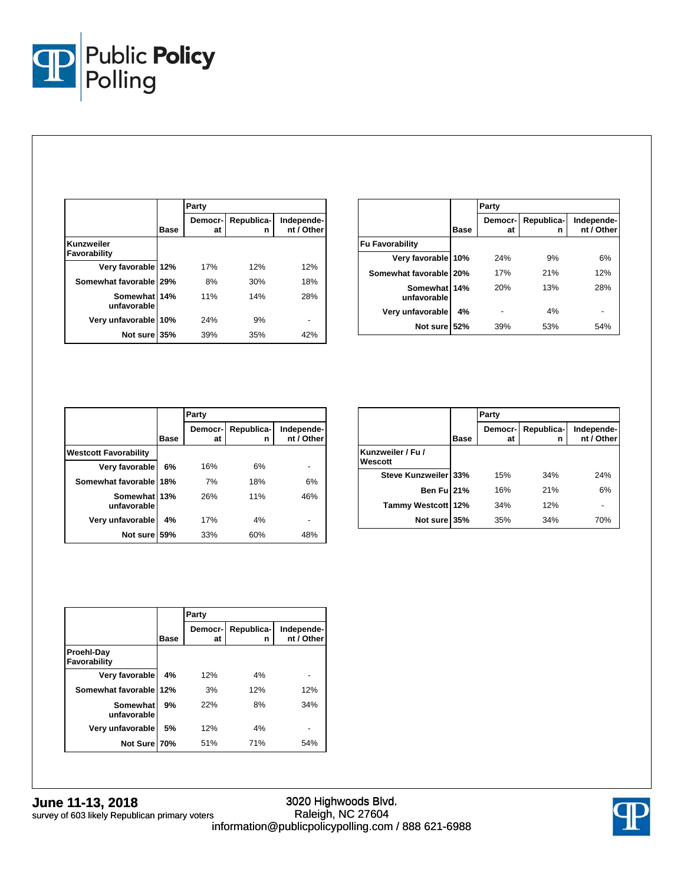| Kunzweiler Favorability | Base | Party: Democrat | Party: Republican | Party: Independent / Other |
|---|---|---|---|---|
| Very favorable | 12% | 17% | 12% | 12% |
| Somewhat favorable | 29% | 8% | 30% | 18% |
| Somewhat unfavorable | 14% | 11% | 14% | 28% |
| Very unfavorable | 10% | 24% | 9% | - |
| Not sure | 35% | 39% | 35% | 42% |

| Fu Favorability | Base | Party: Democrat | Party: Republican | Party: Independent / Other |
|---|---|---|---|---|
| Very favorable | 10% | 24% | 9% | 6% |
| Somewhat favorable | 20% | 17% | 21% | 12% |
| Somewhat unfavorable | 14% | 20% | 13% | 28% |
| Very unfavorable | 4% | - | 4% | - |
| Not sure | 52% | 39% | 53% | 54% |

| Westcott Favorability | Base | Party: Democrat | Party: Republican | Party: Independent / Other |
|---|---|---|---|---|
| Very favorable | 6% | 16% | 6% | - |
| Somewhat favorable | 18% | 7% | 18% | 6% |
| Somewhat unfavorable | 13% | 26% | 11% | 46% |
| Very unfavorable | 4% | 17% | 4% | - |
| Not sure | 59% | 33% | 60% | 48% |

| Kunzweiler / Fu / Wescott | Base | Party: Democrat | Party: Republican | Party: Independent / Other |
|---|---|---|---|---|
| Steve Kunzweiler | 33% | 15% | 34% | 24% |
| Ben Fu | 21% | 16% | 21% | 6% |
| Tammy Westcott | 12% | 34% | 12% | - |
| Not sure | 35% | 35% | 34% | 70% |

| Proehl-Day Favorability | Base | Party: Democrat | Party: Republican | Party: Independent / Other |
|---|---|---|---|---|
| Very favorable | 4% | 12% | 4% | - |
| Somewhat favorable | 12% | 3% | 12% | 12% |
| Somewhat unfavorable | 9% | 22% | 8% | 34% |
| Very unfavorable | 5% | 12% | 4% | - |
| Not Sure | 70% | 51% | 71% | 54% |

**June 11-13, 2018**
survey of 603 likely Republican primary voters

3020 Highwoods Blvd.
Raleigh, NC 27604
information@publicpolicypolling.com / 888 621-6988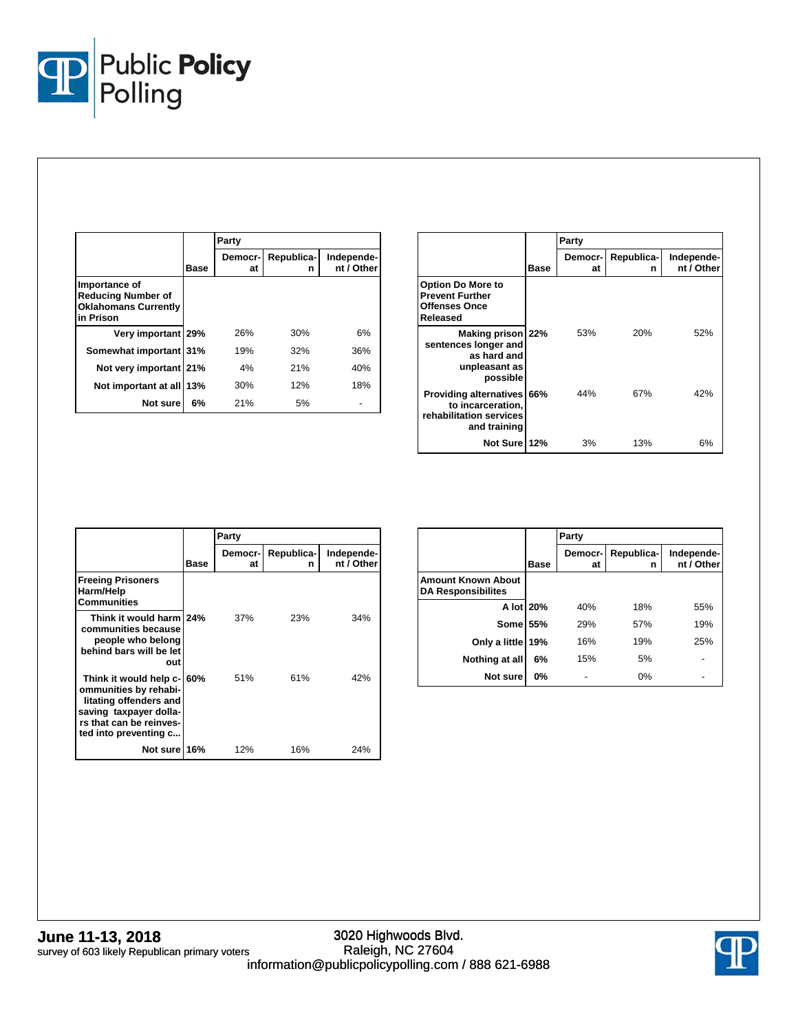| Importance of Reducing Number of Oklahomans Currently in Prison | Base | Party | | |
|---|---|---|---|---|
| | | Democrat | Republican | Independent / Other |
| Very important | 29% | 26% | 30% | 6% |
| Somewhat important | 31% | 19% | 32% | 36% |
| Not very important | 21% | 4% | 21% | 40% |
| Not important at all | 13% | 30% | 12% | 18% |
| Not sure | 6% | 21% | 5% | - |

| Option Do More to Prevent Further Offenses Once Released | Base | Party | | |
|---|---|---|---|---|
| | | Democrat | Republican | Independent / Other |
| Making prison sentences longer and as hard and unpleasant as possible | 22% | 53% | 20% | 52% |
| Providing alternatives to incarceration, rehabilitation services and training | 66% | 44% | 67% | 42% |
| Not Sure | 12% | 3% | 13% | 6% |

| Freeing Prisoners Harm/Help Communities | Base | Party | | |
|---|---|---|---|---|
| | | Democrat | Republican | Independent / Other |
| Think it would harm communities because people who belong behind bars will be let out | 24% | 37% | 23% | 34% |
| Think it would help communities by rehabilitating offenders and saving taxpayer dollars that can be reinvested into preventing c... | 60% | 51% | 61% | 42% |
| Not sure | 16% | 12% | 16% | 24% |

| Amount Known About DA Responsibilites | Base | Party | | |
|---|---|---|---|---|
| | | Democrat | Republican | Independent / Other |
| A lot | 20% | 40% | 18% | 55% |
| Some | 55% | 29% | 57% | 19% |
| Only a little | 19% | 16% | 19% | 25% |
| Nothing at all | 6% | 15% | 5% | - |
| Not sure | 0% | - | 0% | - |

**June 11-13, 2018**
survey of 603 likely Republican primary voters

3020 Highwoods Blvd.
Raleigh, NC 27604
information@publicpolicypolling.com / 888 621-6988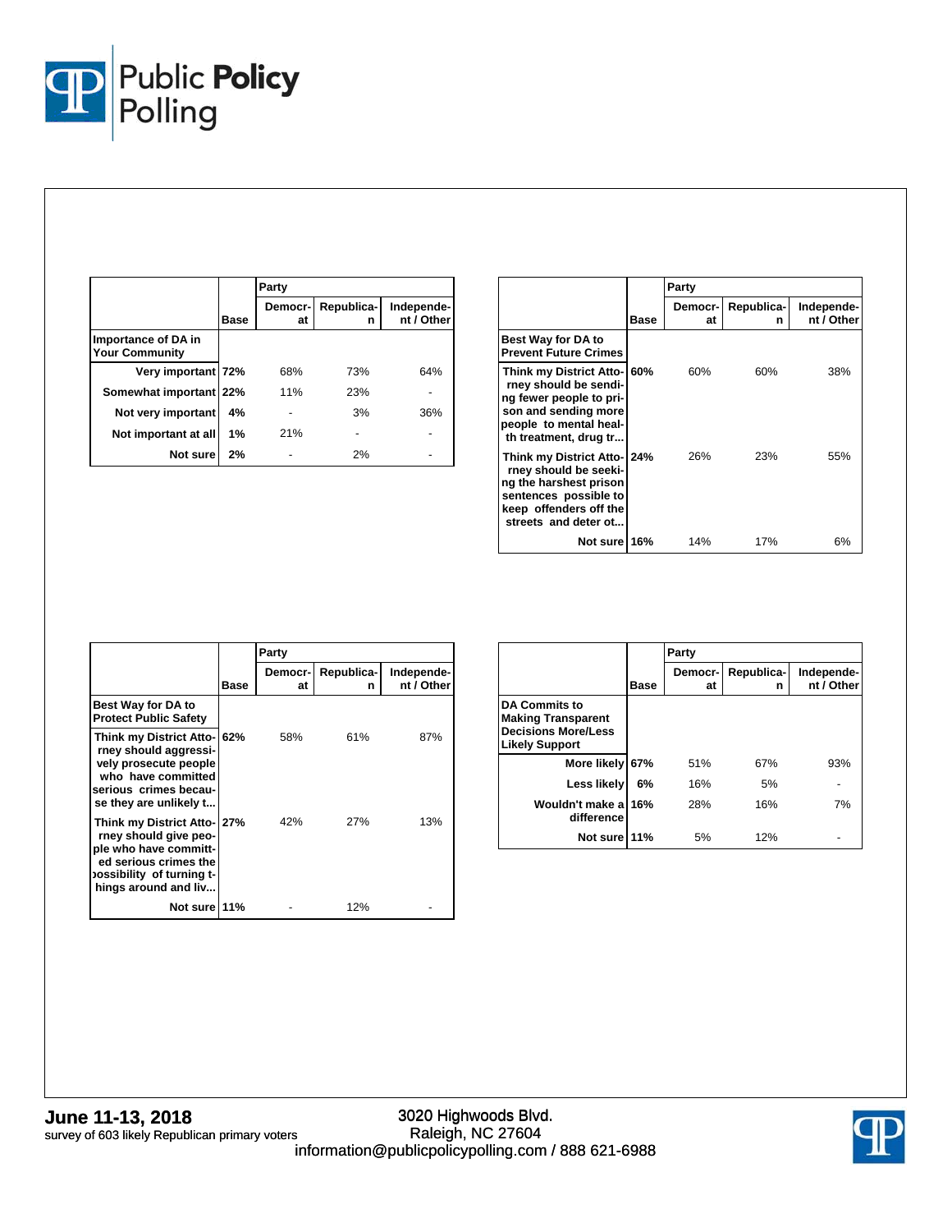| | Base | Party | | |
|---|---|---|---|---|
| | | Democrat | Republican | Independent / Other |
| **Importance of DA in Your Community** | | | | |
| Very important | 72% | 68% | 73% | 64% |
| Somewhat important | 22% | 11% | 23% | - |
| Not very important | 4% | - | 3% | 36% |
| Not important at all | 1% | 21% | - | - |
| Not sure | 2% | - | 2% | - |

| | Base | Party | | |
|---|---|---|---|---|
| | | Democrat | Republican | Independent / Other |
| **Best Way for DA to Prevent Future Crimes** | | | | |
| Think my District Attorney should be sending fewer people to prison and sending more people to mental health treatment, drug tr... | 60% | 60% | 60% | 38% |
| Think my District Attorney should be seeking the harshest prison sentences possible to keep offenders off the streets and deter ot... | 24% | 26% | 23% | 55% |
| Not sure | 16% | 14% | 17% | 6% |

| | Base | Party | | |
|---|---|---|---|---|
| | | Democrat | Republican | Independent / Other |
| **Best Way for DA to Protect Public Safety** | | | | |
| Think my District Attorney should aggressively prosecute people who have committed serious crimes because they are unlikely t... | 62% | 58% | 61% | 87% |
| Think my District Attorney should give people who have committed serious crimes the possibility of turning things around and liv... | 27% | 42% | 27% | 13% |
| Not sure | 11% | - | 12% | - |

| | Base | Party | | |
|---|---|---|---|---|
| | | Democrat | Republican | Independent / Other |
| **DA Commits to Making Transparent Decisions More/Less Likely Support** | | | | |
| More likely | 67% | 51% | 67% | 93% |
| Less likely | 6% | 16% | 5% | - |
| Wouldn't make a difference | 16% | 28% | 16% | 7% |
| Not sure | 11% | 5% | 12% | - |

**June 11-13, 2018**
survey of 603 likely Republican primary voters

3020 Highwoods Blvd.
Raleigh, NC 27604
information@publicpolicypolling.com / 888 621-6988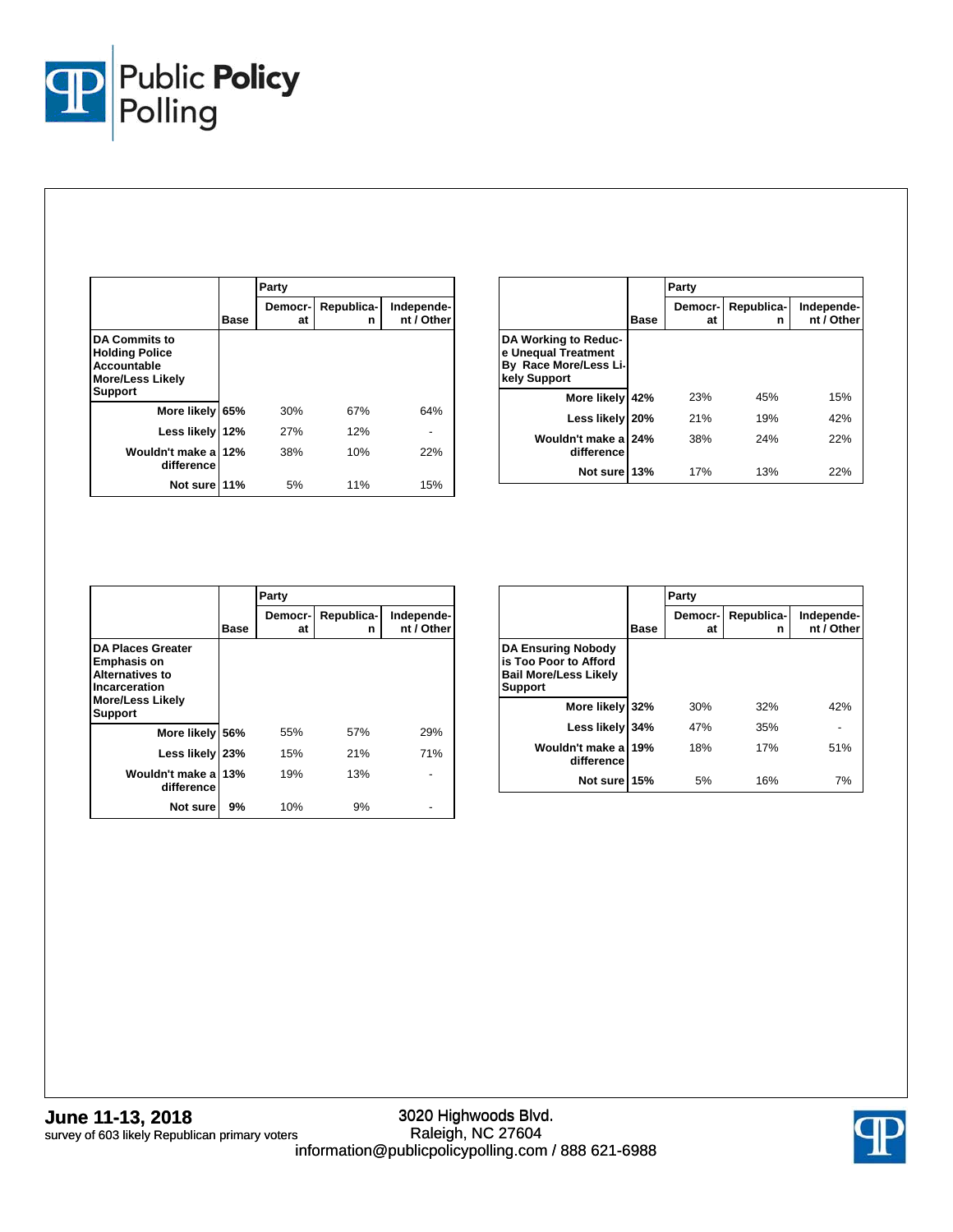| DA Commits to Holding Police Accountable More/Less Likely Support | Base | Party | | |
|---|---|---|---|---|
| | | Democrat | Republican | Independent / Other |
| More likely | 65% | 30% | 67% | 64% |
| Less likely | 12% | 27% | 12% | - |
| Wouldn't make a difference | 12% | 38% | 10% | 22% |
| Not sure | 11% | 5% | 11% | 15% |

| DA Working to Reduce Unequal Treatment By Race More/Less Likely Support | Base | Party | | |
|---|---|---|---|---|
| | | Democrat | Republican | Independent / Other |
| More likely | 42% | 23% | 45% | 15% |
| Less likely | 20% | 21% | 19% | 42% |
| Wouldn't make a difference | 24% | 38% | 24% | 22% |
| Not sure | 13% | 17% | 13% | 22% |

| DA Places Greater Emphasis on Alternatives to Incarceration More/Less Likely Support | Base | Party | | |
|---|---|---|---|---|
| | | Democrat | Republican | Independent / Other |
| More likely | 56% | 55% | 57% | 29% |
| Less likely | 23% | 15% | 21% | 71% |
| Wouldn't make a difference | 13% | 19% | 13% | - |
| Not sure | 9% | 10% | 9% | - |

| DA Ensuring Nobody is Too Poor to Afford Bail More/Less Likely Support | Base | Party | | |
|---|---|---|---|---|
| | | Democrat | Republican | Independent / Other |
| More likely | 32% | 30% | 32% | 42% |
| Less likely | 34% | 47% | 35% | - |
| Wouldn't make a difference | 19% | 18% | 17% | 51% |
| Not sure | 15% | 5% | 16% | 7% |

**June 11-13, 2018**
survey of 603 likely Republican primary voters

3020 Highwoods Blvd.
Raleigh, NC 27604
information@publicpolicypolling.com / 888 621-6988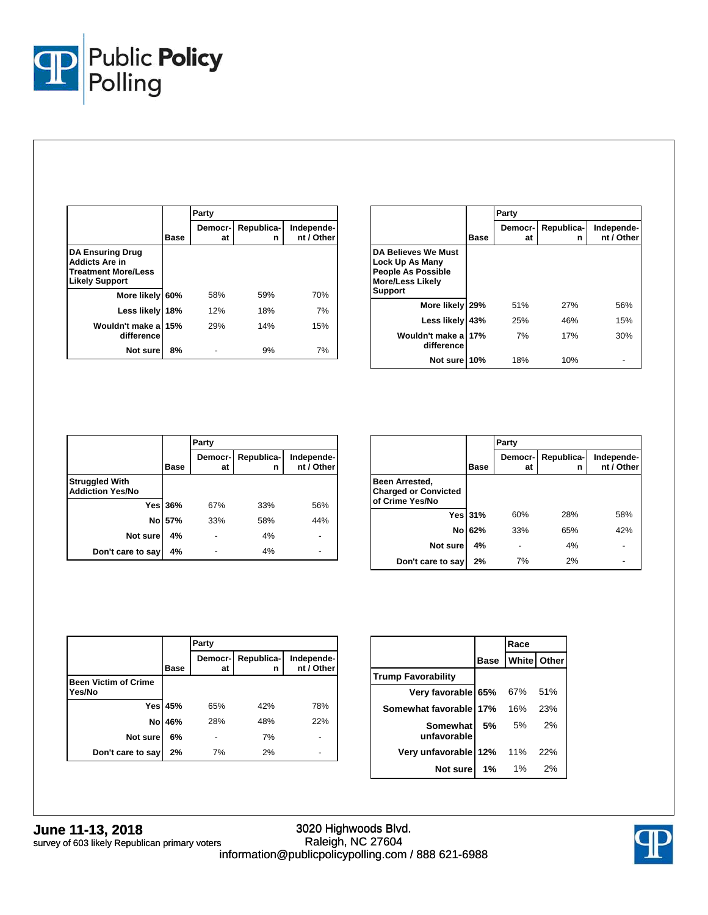| | Base | Party | | |
|---|---|---|---|---|
| | | Democrat | Republican | Independent / Other |
| **DA Ensuring Drug Addicts Are in Treatment More/Less Likely Support** | | | | |
| More likely | 60% | 58% | 59% | 70% |
| Less likely | 18% | 12% | 18% | 7% |
| Wouldn't make a difference | 15% | 29% | 14% | 15% |
| Not sure | 8% | - | 9% | 7% |

| | Base | Party | | |
|---|---|---|---|---|
| | | Democrat | Republican | Independent / Other |
| **DA Believes We Must Lock Up As Many People As Possible More/Less Likely Support** | | | | |
| More likely | 29% | 51% | 27% | 56% |
| Less likely | 43% | 25% | 46% | 15% |
| Wouldn't make a difference | 17% | 7% | 17% | 30% |
| Not sure | 10% | 18% | 10% | - |

| | Base | Party | | |
|---|---|---|---|---|
| | | Democrat | Republican | Independent / Other |
| **Struggled With Addiction Yes/No** | | | | |
| Yes | 36% | 67% | 33% | 56% |
| No | 57% | 33% | 58% | 44% |
| Not sure | 4% | - | 4% | - |
| Don't care to say | 4% | - | 4% | - |

| | Base | Party | | |
|---|---|---|---|---|
| | | Democrat | Republican | Independent / Other |
| **Been Arrested, Charged or Convicted of Crime Yes/No** | | | | |
| Yes | 31% | 60% | 28% | 58% |
| No | 62% | 33% | 65% | 42% |
| Not sure | 4% | - | 4% | - |
| Don't care to say | 2% | 7% | 2% | - |

| | Base | Party | | |
|---|---|---|---|---|
| | | Democrat | Republican | Independent / Other |
| **Been Victim of Crime Yes/No** | | | | |
| Yes | 45% | 65% | 42% | 78% |
| No | 46% | 28% | 48% | 22% |
| Not sure | 6% | - | 7% | - |
| Don't care to say | 2% | 7% | 2% | - |

| | Base | Race | |
|---|---|---|---|
| | | White | Other |
| **Trump Favorability** | | | |
| Very favorable | 65% | 67% | 51% |
| Somewhat favorable | 17% | 16% | 23% |
| Somewhat unfavorable | 5% | 5% | 2% |
| Very unfavorable | 12% | 11% | 22% |
| Not sure | 1% | 1% | 2% |

**June 11-13, 2018**
survey of 603 likely Republican primary voters

3020 Highwoods Blvd.
Raleigh, NC 27604
information@publicpolicypolling.com / 888 621-6988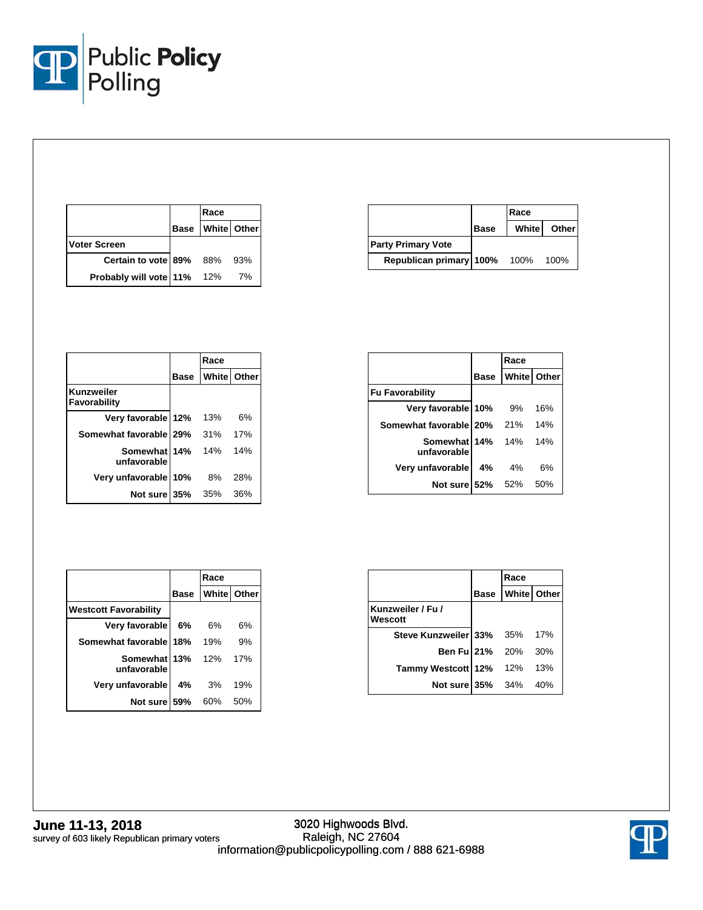| | Base | Race | |
|---|---|---|---|
| | | White | Other |
| **Voter Screen** | | | |
| Certain to vote | 89% | 88% | 93% |
| Probably will vote | 11% | 12% | 7% |

| | Base | Race | |
|---|---|---|---|
| | | White | Other |
| **Party Primary Vote** | | | |
| Republican primary | 100% | 100% | 100% |

| | Base | Race | |
|---|---|---|---|
| | | White | Other |
| **Kunzweiler Favorability** | | | |
| Very favorable | 12% | 13% | 6% |
| Somewhat favorable | 29% | 31% | 17% |
| Somewhat unfavorable | 14% | 14% | 14% |
| Very unfavorable | 10% | 8% | 28% |
| Not sure | 35% | 35% | 36% |

| | Base | Race | |
|---|---|---|---|
| | | White | Other |
| **Fu Favorability** | | | |
| Very favorable | 10% | 9% | 16% |
| Somewhat favorable | 20% | 21% | 14% |
| Somewhat unfavorable | 14% | 14% | 14% |
| Very unfavorable | 4% | 4% | 6% |
| Not sure | 52% | 52% | 50% |

| | Base | Race | |
|---|---|---|---|
| | | White | Other |
| **Westcott Favorability** | | | |
| Very favorable | 6% | 6% | 6% |
| Somewhat favorable | 18% | 19% | 9% |
| Somewhat unfavorable | 13% | 12% | 17% |
| Very unfavorable | 4% | 3% | 19% |
| Not sure | 59% | 60% | 50% |

| | Base | Race | |
|---|---|---|---|
| | | White | Other |
| **Kunzweiler / Fu / Wescott** | | | |
| Steve Kunzweiler | 33% | 35% | 17% |
| Ben Fu | 21% | 20% | 30% |
| Tammy Westcott | 12% | 12% | 13% |
| Not sure | 35% | 34% | 40% |

**June 11-13, 2018**
survey of 603 likely Republican primary voters

3020 Highwoods Blvd.
Raleigh, NC 27604
information@publicpolicypolling.com / 888 621-6988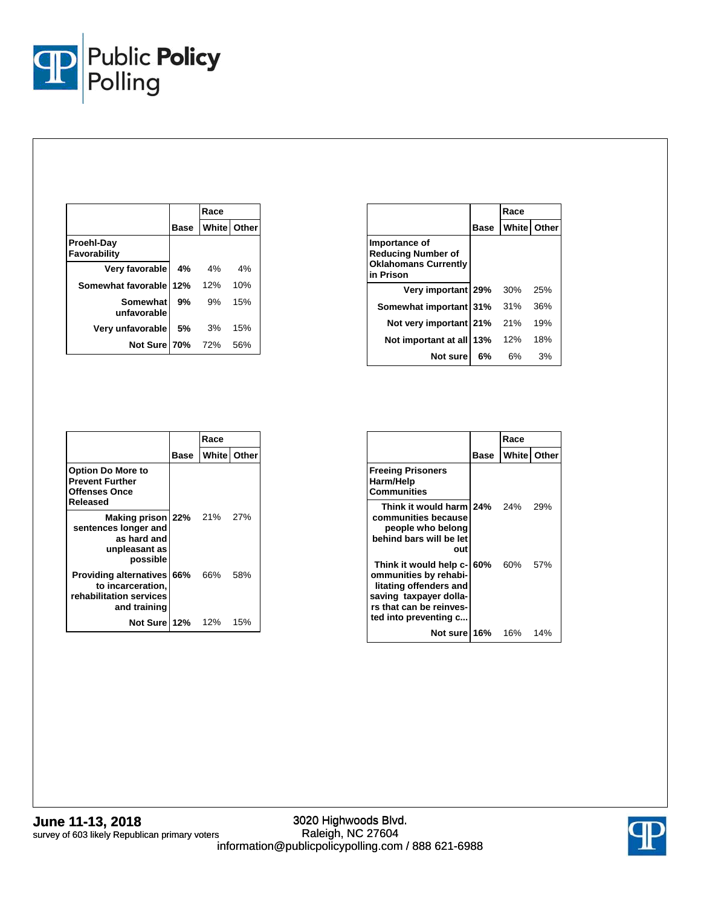| | Base | Race | |
|---|---|---|---|
| | | White | Other |
| **Proehl-Day Favorability** | | | |
| Very favorable | **4%** | 4% | 4% |
| Somewhat favorable | **12%** | 12% | 10% |
| Somewhat unfavorable | **9%** | 9% | 15% |
| Very unfavorable | **5%** | 3% | 15% |
| Not Sure | **70%** | 72% | 56% |

| | Base | Race | |
|---|---|---|---|
| | | White | Other |
| **Importance of Reducing Number of Oklahomans Currently in Prison** | | | |
| Very important | **29%** | 30% | 25% |
| Somewhat important | **31%** | 31% | 36% |
| Not very important | **21%** | 21% | 19% |
| Not important at all | **13%** | 12% | 18% |
| Not sure | **6%** | 6% | 3% |

| | Base | Race | |
|---|---|---|---|
| | | White | Other |
| **Option Do More to Prevent Further Offenses Once Released** | | | |
| Making prison sentences longer and as hard and unpleasant as possible | **22%** | 21% | 27% |
| Providing alternatives to incarceration, rehabilitation services and training | **66%** | 66% | 58% |
| Not Sure | **12%** | 12% | 15% |

| | Base | Race | |
|---|---|---|---|
| | | White | Other |
| **Freeing Prisoners Harm/Help Communities** | | | |
| Think it would harm communities because people who belong behind bars will be let out | **24%** | 24% | 29% |
| Think it would help communities by rehabilitating offenders and saving taxpayer dollars that can be reinvested into preventing c... | **60%** | 60% | 57% |
| Not sure | **16%** | 16% | 14% |

**June 11-13, 2018**
survey of 603 likely Republican primary voters

3020 Highwoods Blvd.
Raleigh, NC 27604
information@publicpolicypolling.com / 888 621-6988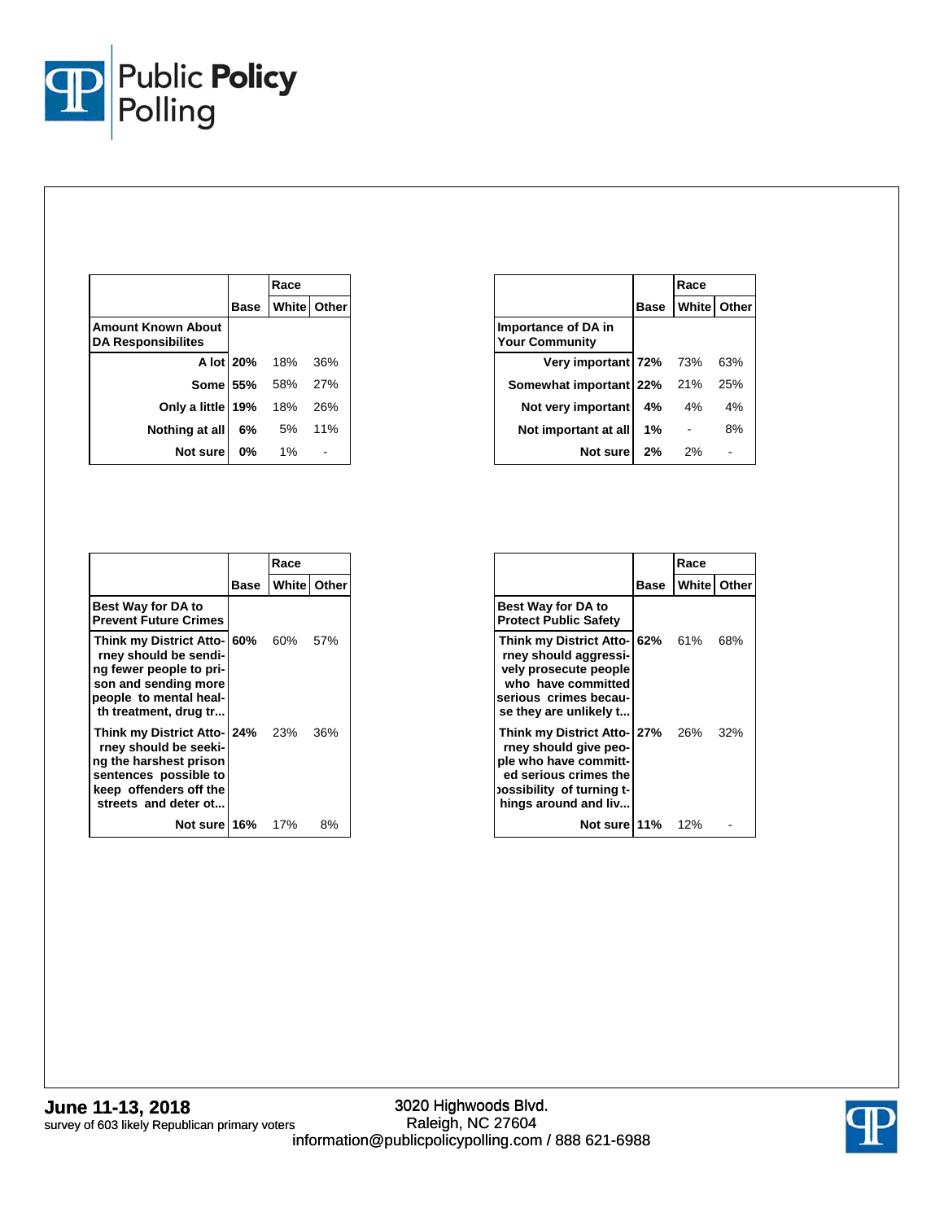| Amount Known About DA Responsibilites | Base | Race | |
|---|---|---|---|
| | | White | Other |
| A lot | 20% | 18% | 36% |
| Some | 55% | 58% | 27% |
| Only a little | 19% | 18% | 26% |
| Nothing at all | 6% | 5% | 11% |
| Not sure | 0% | 1% | - |

| Importance of DA in Your Community | Base | Race | |
|---|---|---|---|
| | | White | Other |
| Very important | 72% | 73% | 63% |
| Somewhat important | 22% | 21% | 25% |
| Not very important | 4% | 4% | 4% |
| Not important at all | 1% | - | 8% |
| Not sure | 2% | 2% | - |

| Best Way for DA to Prevent Future Crimes | Base | Race | |
|---|---|---|---|
| | | White | Other |
| Think my District Attorney should be sending fewer people to prison and sending more people to mental health treatment, drug tr... | 60% | 60% | 57% |
| Think my District Attorney should be seeking the harshest prison sentences possible to keep offenders off the streets and deter ot... | 24% | 23% | 36% |
| Not sure | 16% | 17% | 8% |

| Best Way for DA to Protect Public Safety | Base | Race | |
|---|---|---|---|
| | | White | Other |
| Think my District Attorney should aggressively prosecute people who have committed serious crimes because they are unlikely t... | 62% | 61% | 68% |
| Think my District Attorney should give people who have committed serious crimes the possibility of turning things around and liv... | 27% | 26% | 32% |
| Not sure | 11% | 12% | - |

**June 11-13, 2018**
survey of 603 likely Republican primary voters

3020 Highwoods Blvd.
Raleigh, NC 27604
information@publicpolicypolling.com / 888 621-6988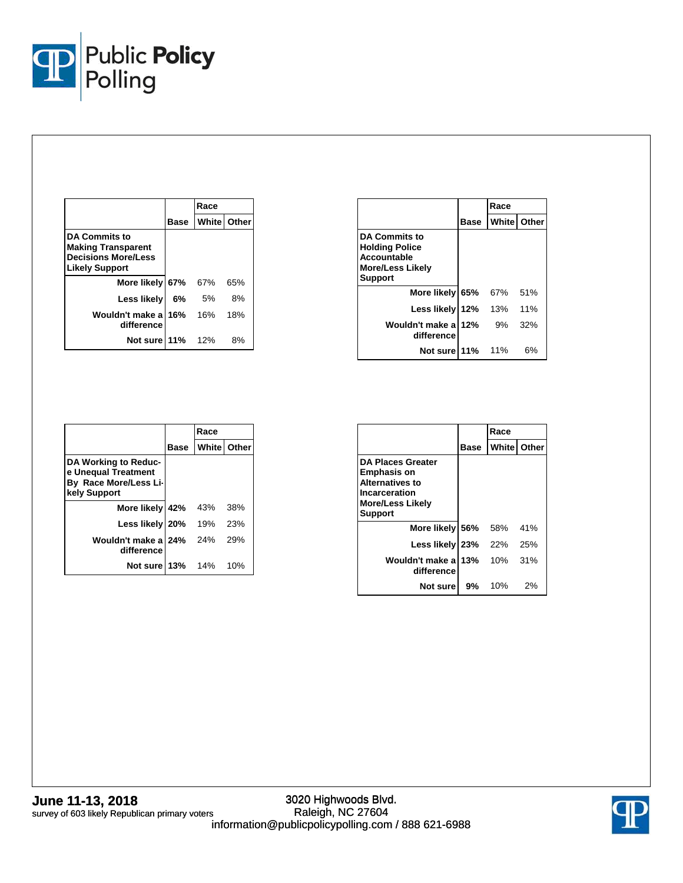| | Base | Race | |
|---|---|---|---|
| | | White | Other |
| **DA Commits to Making Transparent Decisions More/Less Likely Support** | | | |
| More likely | **67%** | 67% | 65% |
| Less likely | **6%** | 5% | 8% |
| Wouldn't make a difference | **16%** | 16% | 18% |
| Not sure | **11%** | 12% | 8% |

| | Base | Race | |
|---|---|---|---|
| | | White | Other |
| **DA Commits to Holding Police Accountable More/Less Likely Support** | | | |
| More likely | **65%** | 67% | 51% |
| Less likely | **12%** | 13% | 11% |
| Wouldn't make a difference | **12%** | 9% | 32% |
| Not sure | **11%** | 11% | 6% |

| | Base | Race | |
|---|---|---|---|
| | | White | Other |
| **DA Working to Reduce Unequal Treatment By Race More/Less Likely Support** | | | |
| More likely | **42%** | 43% | 38% |
| Less likely | **20%** | 19% | 23% |
| Wouldn't make a difference | **24%** | 24% | 29% |
| Not sure | **13%** | 14% | 10% |

| | Base | Race | |
|---|---|---|---|
| | | White | Other |
| **DA Places Greater Emphasis on Alternatives to Incarceration More/Less Likely Support** | | | |
| More likely | **56%** | 58% | 41% |
| Less likely | **23%** | 22% | 25% |
| Wouldn't make a difference | **13%** | 10% | 31% |
| Not sure | **9%** | 10% | 2% |

**June 11-13, 2018**
survey of 603 likely Republican primary voters

3020 Highwoods Blvd.
Raleigh, NC 27604
information@publicpolicypolling.com / 888 621-6988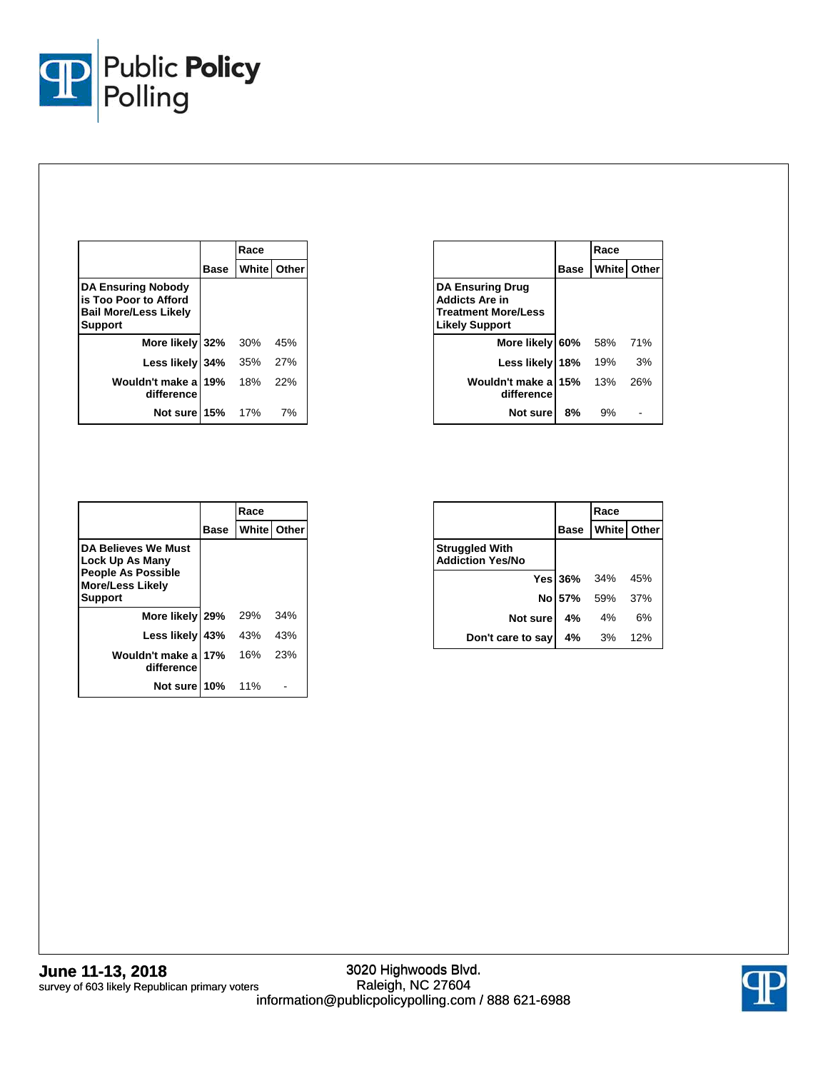| DA Ensuring Nobody is Too Poor to Afford Bail More/Less Likely Support | Base | Race | |
|---|---|---|---|
| | | White | Other |
| More likely | 32% | 30% | 45% |
| Less likely | 34% | 35% | 27% |
| Wouldn't make a difference | 19% | 18% | 22% |
| Not sure | 15% | 17% | 7% |

| DA Ensuring Drug Addicts Are in Treatment More/Less Likely Support | Base | Race | |
|---|---|---|---|
| | | White | Other |
| More likely | 60% | 58% | 71% |
| Less likely | 18% | 19% | 3% |
| Wouldn't make a difference | 15% | 13% | 26% |
| Not sure | 8% | 9% | - |

| DA Believes We Must Lock Up As Many People As Possible More/Less Likely Support | Base | Race | |
|---|---|---|---|
| | | White | Other |
| More likely | 29% | 29% | 34% |
| Less likely | 43% | 43% | 43% |
| Wouldn't make a difference | 17% | 16% | 23% |
| Not sure | 10% | 11% | - |

| Struggled With Addiction Yes/No | Base | Race | |
|---|---|---|---|
| | | White | Other |
| Yes | 36% | 34% | 45% |
| No | 57% | 59% | 37% |
| Not sure | 4% | 4% | 6% |
| Don't care to say | 4% | 3% | 12% |

**June 11-13, 2018**
survey of 603 likely Republican primary voters

3020 Highwoods Blvd.
Raleigh, NC 27604
information@publicpolicypolling.com / 888 621-6988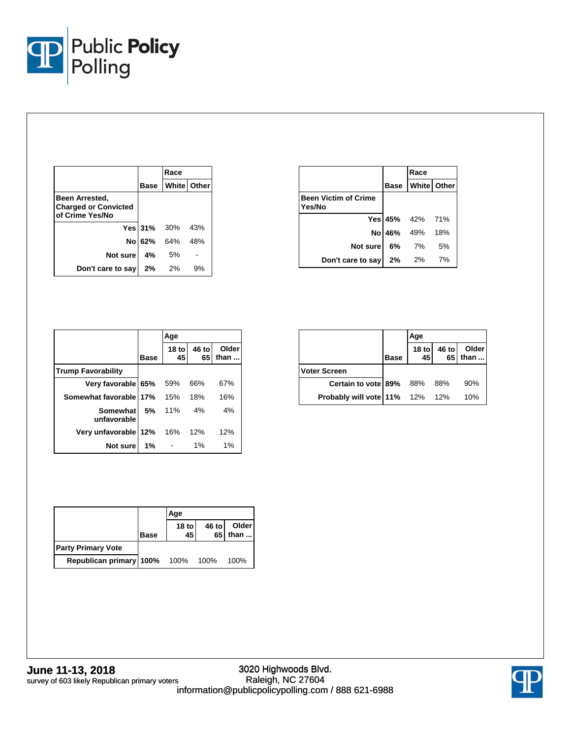| Been Arrested, Charged or Convicted of Crime Yes/No | Base | Race | |
|---|---|---|---|
| | | White | Other |
| Yes | 31% | 30% | 43% |
| No | 62% | 64% | 48% |
| Not sure | 4% | 5% | - |
| Don't care to say | 2% | 2% | 9% |

| Been Victim of Crime Yes/No | Base | Race | |
|---|---|---|---|
| | | White | Other |
| Yes | 45% | 42% | 71% |
| No | 46% | 49% | 18% |
| Not sure | 6% | 7% | 5% |
| Don't care to say | 2% | 2% | 7% |

| Trump Favorability | Base | Age | | |
|---|---|---|---|---|
| | | 18 to 45 | 46 to 65 | Older than ... |
| Very favorable | 65% | 59% | 66% | 67% |
| Somewhat favorable | 17% | 15% | 18% | 16% |
| Somewhat unfavorable | 5% | 11% | 4% | 4% |
| Very unfavorable | 12% | 16% | 12% | 12% |
| Not sure | 1% | - | 1% | 1% |

| Voter Screen | Base | Age | | |
|---|---|---|---|---|
| | | 18 to 45 | 46 to 65 | Older than ... |
| Certain to vote | 89% | 88% | 88% | 90% |
| Probably will vote | 11% | 12% | 12% | 10% |

| Party Primary Vote | Base | Age | | |
|---|---|---|---|---|
| | | 18 to 45 | 46 to 65 | Older than ... |
| Republican primary | 100% | 100% | 100% | 100% |

**June 11-13, 2018**
survey of 603 likely Republican primary voters

3020 Highwoods Blvd.
Raleigh, NC 27604
information@publicpolicypolling.com / 888 621-6988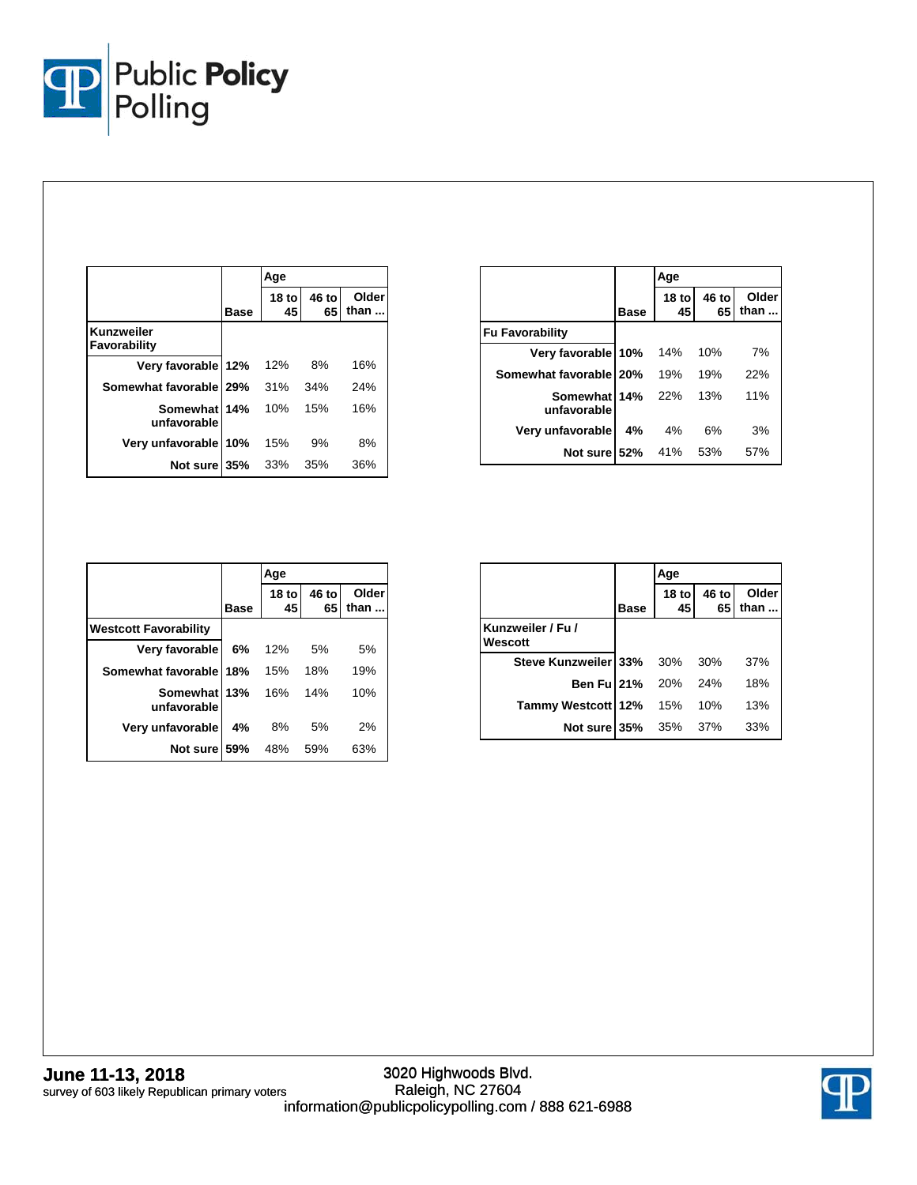| Kunzweiler Favorability | Base | Age: 18 to 45 | 46 to 65 | Older than ... |
|---|---|---|---|---|
| Very favorable | 12% | 12% | 8% | 16% |
| Somewhat favorable | 29% | 31% | 34% | 24% |
| Somewhat unfavorable | 14% | 10% | 15% | 16% |
| Very unfavorable | 10% | 15% | 9% | 8% |
| Not sure | 35% | 33% | 35% | 36% |

| Fu Favorability | Base | Age: 18 to 45 | 46 to 65 | Older than ... |
|---|---|---|---|---|
| Very favorable | 10% | 14% | 10% | 7% |
| Somewhat favorable | 20% | 19% | 19% | 22% |
| Somewhat unfavorable | 14% | 22% | 13% | 11% |
| Very unfavorable | 4% | 4% | 6% | 3% |
| Not sure | 52% | 41% | 53% | 57% |

| Westcott Favorability | Base | Age: 18 to 45 | 46 to 65 | Older than ... |
|---|---|---|---|---|
| Very favorable | 6% | 12% | 5% | 5% |
| Somewhat favorable | 18% | 15% | 18% | 19% |
| Somewhat unfavorable | 13% | 16% | 14% | 10% |
| Very unfavorable | 4% | 8% | 5% | 2% |
| Not sure | 59% | 48% | 59% | 63% |

| Kunzweiler / Fu / Wescott | Base | Age: 18 to 45 | 46 to 65 | Older than ... |
|---|---|---|---|---|
| Steve Kunzweiler | 33% | 30% | 30% | 37% |
| Ben Fu | 21% | 20% | 24% | 18% |
| Tammy Westcott | 12% | 15% | 10% | 13% |
| Not sure | 35% | 35% | 37% | 33% |

**June 11-13, 2018**
survey of 603 likely Republican primary voters

3020 Highwoods Blvd.
Raleigh, NC 27604
information@publicpolicypolling.com / 888 621-6988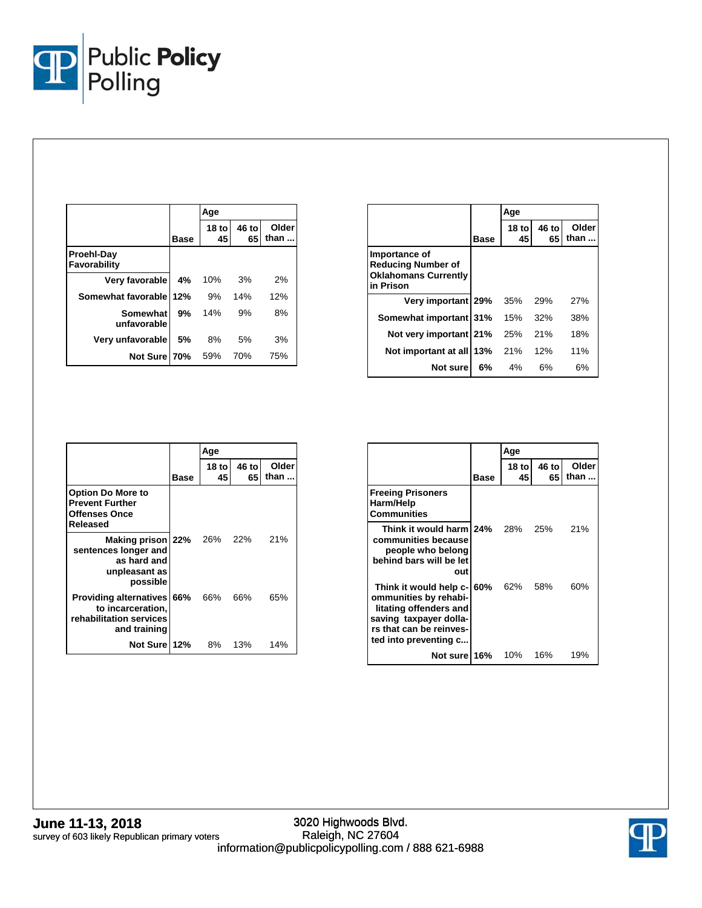| | Base | Age | | |
|---|---|---|---|---|
| | | 18 to 45 | 46 to 65 | Older than ... |
| **Proehl-Day Favorability** | | | | |
| Very favorable | 4% | 10% | 3% | 2% |
| Somewhat favorable | 12% | 9% | 14% | 12% |
| Somewhat unfavorable | 9% | 14% | 9% | 8% |
| Very unfavorable | 5% | 8% | 5% | 3% |
| Not Sure | 70% | 59% | 70% | 75% |

| | Base | Age | | |
|---|---|---|---|---|
| | | 18 to 45 | 46 to 65 | Older than ... |
| **Importance of Reducing Number of Oklahomans Currently in Prison** | | | | |
| Very important | 29% | 35% | 29% | 27% |
| Somewhat important | 31% | 15% | 32% | 38% |
| Not very important | 21% | 25% | 21% | 18% |
| Not important at all | 13% | 21% | 12% | 11% |
| Not sure | 6% | 4% | 6% | 6% |

| | Base | Age | | |
|---|---|---|---|---|
| | | 18 to 45 | 46 to 65 | Older than ... |
| **Option Do More to Prevent Further Offenses Once Released** | | | | |
| Making prison sentences longer and as hard and unpleasant as possible | 22% | 26% | 22% | 21% |
| Providing alternatives to incarceration, rehabilitation services and training | 66% | 66% | 66% | 65% |
| Not Sure | 12% | 8% | 13% | 14% |

| | Base | Age | | |
|---|---|---|---|---|
| | | 18 to 45 | 46 to 65 | Older than ... |
| **Freeing Prisoners Harm/Help Communities** | | | | |
| Think it would harm communities because people who belong behind bars will be let out | 24% | 28% | 25% | 21% |
| Think it would help communities by rehabilitating offenders and saving taxpayer dollars that can be reinvested into preventing c... | 60% | 62% | 58% | 60% |
| Not sure | 16% | 10% | 16% | 19% |

**June 11-13, 2018**
survey of 603 likely Republican primary voters

3020 Highwoods Blvd.
Raleigh, NC 27604
information@publicpolicypolling.com / 888 621-6988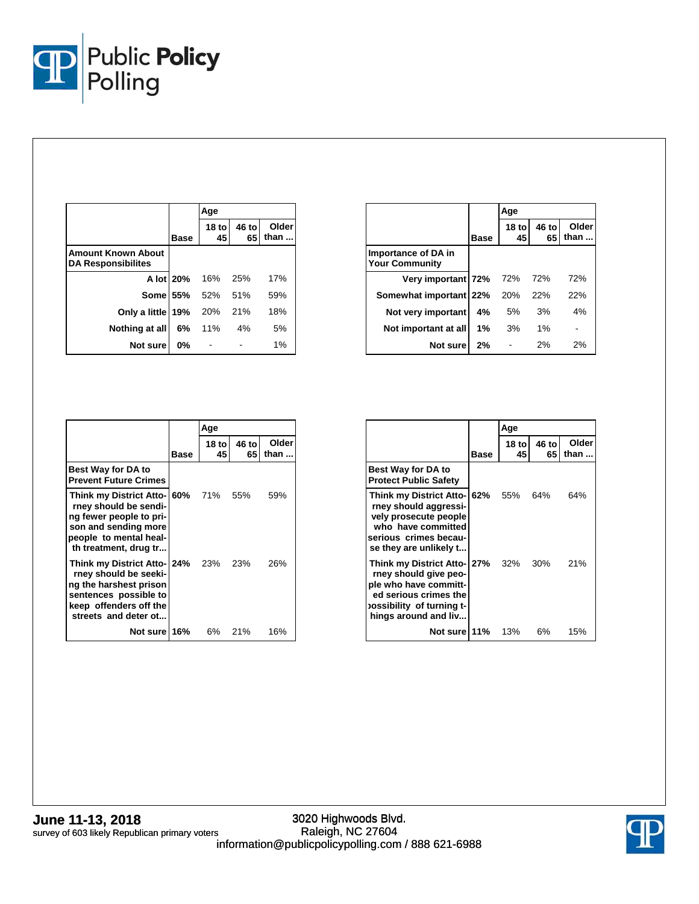| | Base | Age | | |
|---|---|---|---|---|
| | | 18 to 45 | 46 to 65 | Older than ... |
| **Amount Known About DA Responsibilites** | | | | |
| A lot | 20% | 16% | 25% | 17% |
| Some | 55% | 52% | 51% | 59% |
| Only a little | 19% | 20% | 21% | 18% |
| Nothing at all | 6% | 11% | 4% | 5% |
| Not sure | 0% | - | - | 1% |

| | Base | Age | | |
|---|---|---|---|---|
| | | 18 to 45 | 46 to 65 | Older than ... |
| **Importance of DA in Your Community** | | | | |
| Very important | 72% | 72% | 72% | 72% |
| Somewhat important | 22% | 20% | 22% | 22% |
| Not very important | 4% | 5% | 3% | 4% |
| Not important at all | 1% | 3% | 1% | - |
| Not sure | 2% | - | 2% | 2% |

| | Base | Age | | |
|---|---|---|---|---|
| | | 18 to 45 | 46 to 65 | Older than ... |
| **Best Way for DA to Prevent Future Crimes** | | | | |
| Think my District Attorney should be sending fewer people to prison and sending more people to mental health treatment, drug tr... | 60% | 71% | 55% | 59% |
| Think my District Attorney should be seeking the harshest prison sentences possible to keep offenders off the streets and deter ot... | 24% | 23% | 23% | 26% |
| Not sure | 16% | 6% | 21% | 16% |

| | Base | Age | | |
|---|---|---|---|---|
| | | 18 to 45 | 46 to 65 | Older than ... |
| **Best Way for DA to Protect Public Safety** | | | | |
| Think my District Attorney should aggressively prosecute people who have committed serious crimes because they are unlikely t... | 62% | 55% | 64% | 64% |
| Think my District Attorney should give people who have committed serious crimes the possibility of turning things around and liv... | 27% | 32% | 30% | 21% |
| Not sure | 11% | 13% | 6% | 15% |

**June 11-13, 2018**
survey of 603 likely Republican primary voters

3020 Highwoods Blvd.
Raleigh, NC 27604
information@publicpolicypolling.com / 888 621-6988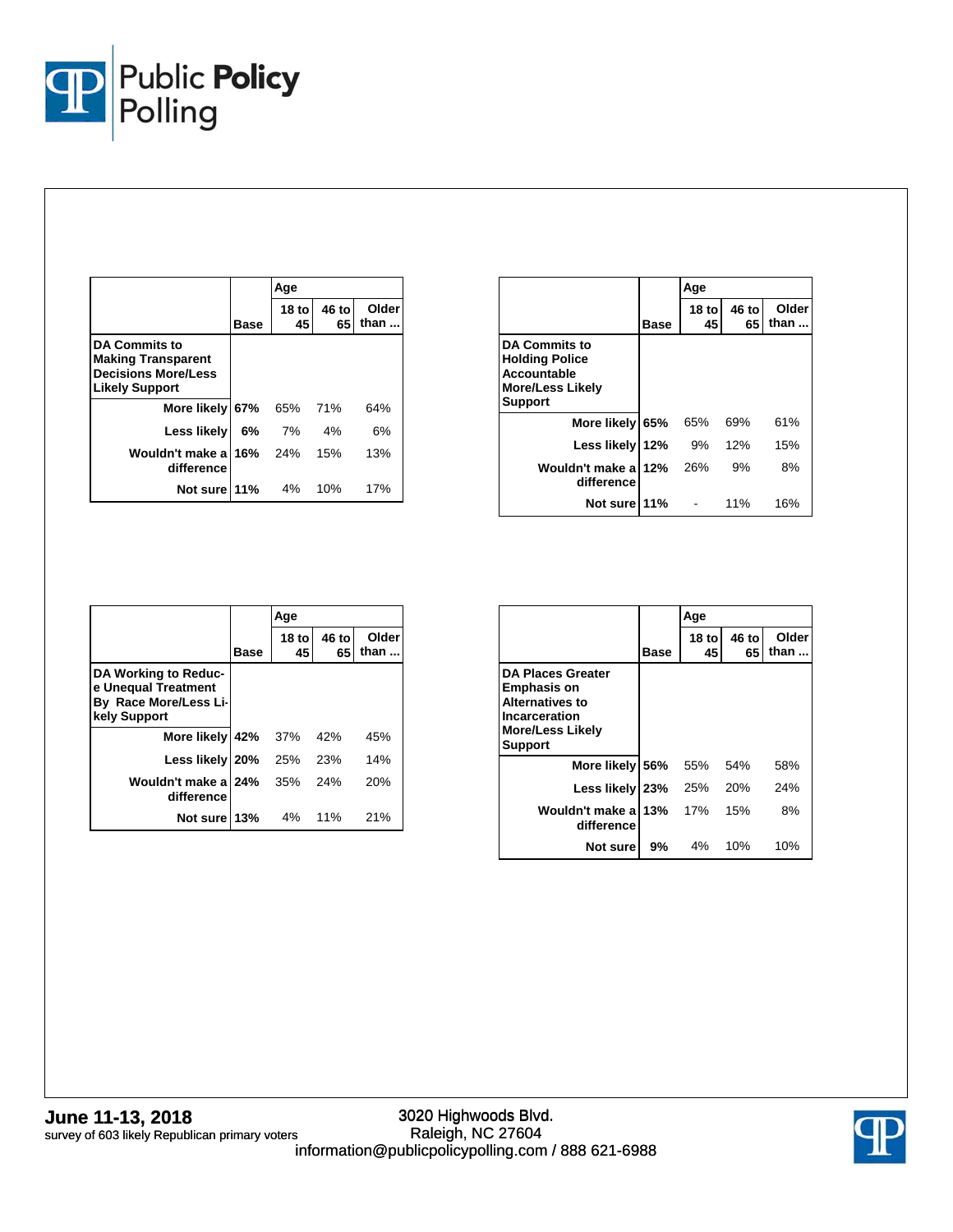| DA Commits to Making Transparent Decisions More/Less Likely Support | Base | Age | | |
|---|---|---|---|---|
| | | 18 to 45 | 46 to 65 | Older than ... |
| More likely | 67% | 65% | 71% | 64% |
| Less likely | 6% | 7% | 4% | 6% |
| Wouldn't make a difference | 16% | 24% | 15% | 13% |
| Not sure | 11% | 4% | 10% | 17% |

| DA Commits to Holding Police Accountable More/Less Likely Support | Base | Age | | |
|---|---|---|---|---|
| | | 18 to 45 | 46 to 65 | Older than ... |
| More likely | 65% | 65% | 69% | 61% |
| Less likely | 12% | 9% | 12% | 15% |
| Wouldn't make a difference | 12% | 26% | 9% | 8% |
| Not sure | 11% | - | 11% | 16% |

| DA Working to Reduce Unequal Treatment By Race More/Less Likely Support | Base | Age | | |
|---|---|---|---|---|
| | | 18 to 45 | 46 to 65 | Older than ... |
| More likely | 42% | 37% | 42% | 45% |
| Less likely | 20% | 25% | 23% | 14% |
| Wouldn't make a difference | 24% | 35% | 24% | 20% |
| Not sure | 13% | 4% | 11% | 21% |

| DA Places Greater Emphasis on Alternatives to Incarceration More/Less Likely Support | Base | Age | | |
|---|---|---|---|---|
| | | 18 to 45 | 46 to 65 | Older than ... |
| More likely | 56% | 55% | 54% | 58% |
| Less likely | 23% | 25% | 20% | 24% |
| Wouldn't make a difference | 13% | 17% | 15% | 8% |
| Not sure | 9% | 4% | 10% | 10% |

**June 11-13, 2018**
survey of 603 likely Republican primary voters

3020 Highwoods Blvd.
Raleigh, NC 27604
information@publicpolicypolling.com / 888 621-6988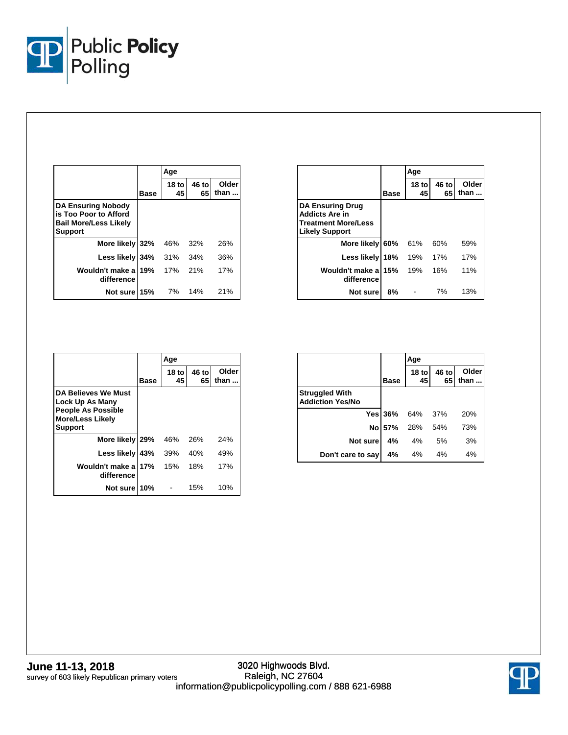| DA Ensuring Nobody is Too Poor to Afford Bail More/Less Likely Support | Base | Age | | |
|---|---|---|---|---|
| | | 18 to 45 | 46 to 65 | Older than ... |
| More likely | 32% | 46% | 32% | 26% |
| Less likely | 34% | 31% | 34% | 36% |
| Wouldn't make a difference | 19% | 17% | 21% | 17% |
| Not sure | 15% | 7% | 14% | 21% |

| DA Ensuring Drug Addicts Are in Treatment More/Less Likely Support | Base | Age | | |
|---|---|---|---|---|
| | | 18 to 45 | 46 to 65 | Older than ... |
| More likely | 60% | 61% | 60% | 59% |
| Less likely | 18% | 19% | 17% | 17% |
| Wouldn't make a difference | 15% | 19% | 16% | 11% |
| Not sure | 8% | - | 7% | 13% |

| DA Believes We Must Lock Up As Many People As Possible More/Less Likely Support | Base | Age | | |
|---|---|---|---|---|
| | | 18 to 45 | 46 to 65 | Older than ... |
| More likely | 29% | 46% | 26% | 24% |
| Less likely | 43% | 39% | 40% | 49% |
| Wouldn't make a difference | 17% | 15% | 18% | 17% |
| Not sure | 10% | - | 15% | 10% |

| Struggled With Addiction Yes/No | Base | Age | | |
|---|---|---|---|---|
| | | 18 to 45 | 46 to 65 | Older than ... |
| Yes | 36% | 64% | 37% | 20% |
| No | 57% | 28% | 54% | 73% |
| Not sure | 4% | 4% | 5% | 3% |
| Don't care to say | 4% | 4% | 4% | 4% |

**June 11-13, 2018**
survey of 603 likely Republican primary voters

3020 Highwoods Blvd.
Raleigh, NC 27604
information@publicpolicypolling.com / 888 621-6988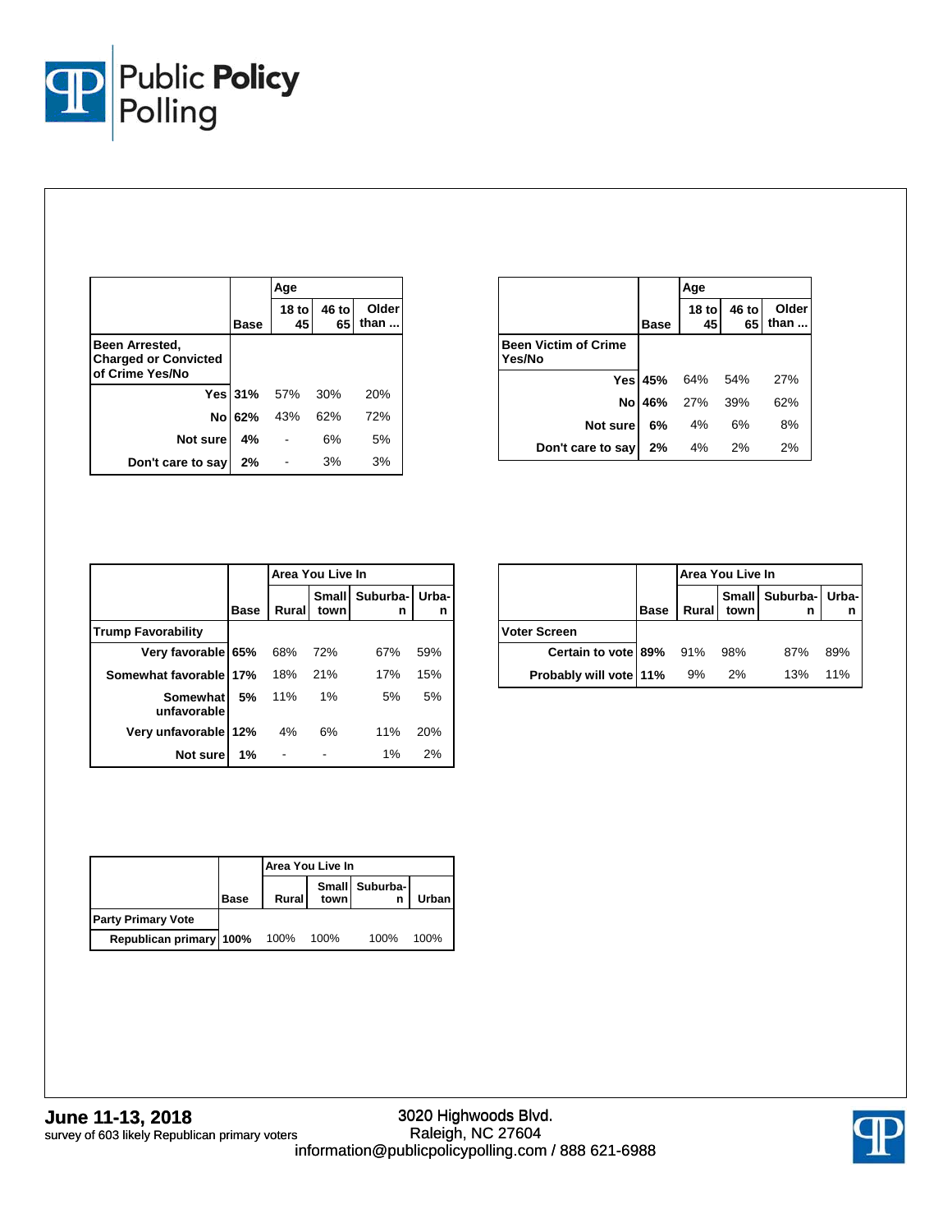| | Base | Age | | |
|---|---|---|---|---|
| | | 18 to 45 | 46 to 65 | Older than ... |
| **Been Arrested, Charged or Convicted of Crime Yes/No** | | | | |
| Yes | 31% | 57% | 30% | 20% |
| No | 62% | 43% | 62% | 72% |
| Not sure | 4% | - | 6% | 5% |
| Don't care to say | 2% | - | 3% | 3% |

| | Base | Age | | |
|---|---|---|---|---|
| | | 18 to 45 | 46 to 65 | Older than ... |
| **Been Victim of Crime Yes/No** | | | | |
| Yes | 45% | 64% | 54% | 27% |
| No | 46% | 27% | 39% | 62% |
| Not sure | 6% | 4% | 6% | 8% |
| Don't care to say | 2% | 4% | 2% | 2% |

| | Base | Area You Live In | | | |
|---|---|---|---|---|---|
| | | Rural | Small town | Suburban | Urban |
| **Trump Favorability** | | | | | |
| Very favorable | 65% | 68% | 72% | 67% | 59% |
| Somewhat favorable | 17% | 18% | 21% | 17% | 15% |
| Somewhat unfavorable | 5% | 11% | 1% | 5% | 5% |
| Very unfavorable | 12% | 4% | 6% | 11% | 20% |
| Not sure | 1% | - | - | 1% | 2% |

| | Base | Area You Live In | | | |
|---|---|---|---|---|---|
| | | Rural | Small town | Suburban | Urban |
| **Voter Screen** | | | | | |
| Certain to vote | 89% | 91% | 98% | 87% | 89% |
| Probably will vote | 11% | 9% | 2% | 13% | 11% |

| | Base | Area You Live In | | | |
|---|---|---|---|---|---|
| | | Rural | Small town | Suburban | Urban |
| **Party Primary Vote** | | | | | |
| Republican primary | 100% | 100% | 100% | 100% | 100% |

**June 11-13, 2018**
survey of 603 likely Republican primary voters

3020 Highwoods Blvd.
Raleigh, NC 27604
information@publicpolicypolling.com / 888 621-6988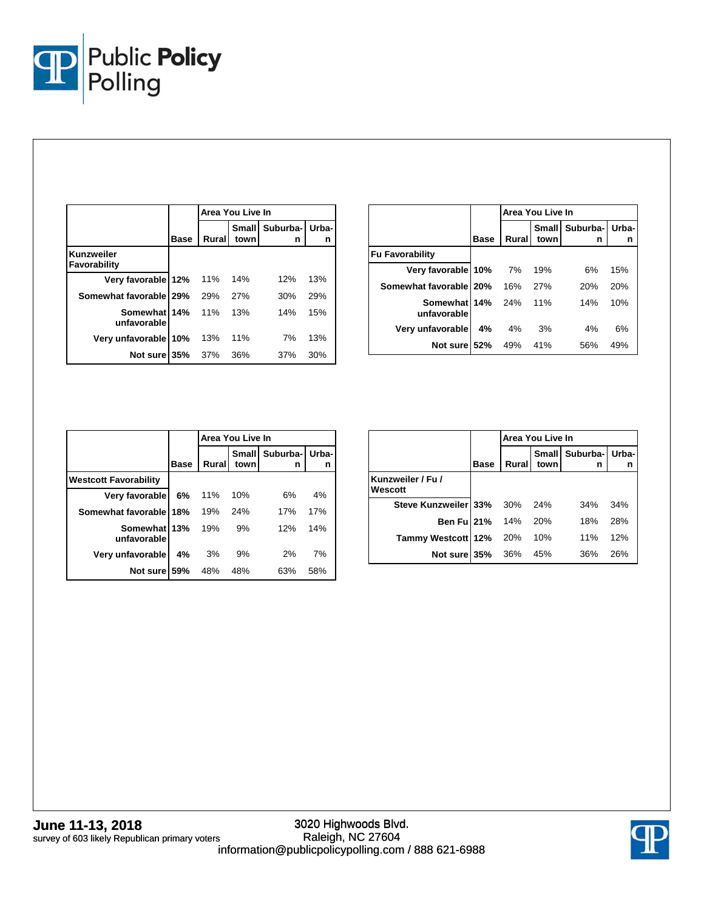| | Base | Area You Live In | | | |
|---|---|---|---|---|---|
| | | Rural | Small town | Suburban | Urban |
| **Kunzweiler Favorability** | | | | | |
| Very favorable | 12% | 11% | 14% | 12% | 13% |
| Somewhat favorable | 29% | 29% | 27% | 30% | 29% |
| Somewhat unfavorable | 14% | 11% | 13% | 14% | 15% |
| Very unfavorable | 10% | 13% | 11% | 7% | 13% |
| Not sure | 35% | 37% | 36% | 37% | 30% |

| | Base | Area You Live In | | | |
|---|---|---|---|---|---|
| | | Rural | Small town | Suburban | Urban |
| **Fu Favorability** | | | | | |
| Very favorable | 10% | 7% | 19% | 6% | 15% |
| Somewhat favorable | 20% | 16% | 27% | 20% | 20% |
| Somewhat unfavorable | 14% | 24% | 11% | 14% | 10% |
| Very unfavorable | 4% | 4% | 3% | 4% | 6% |
| Not sure | 52% | 49% | 41% | 56% | 49% |

| | Base | Area You Live In | | | |
|---|---|---|---|---|---|
| | | Rural | Small town | Suburban | Urban |
| **Westcott Favorability** | | | | | |
| Very favorable | 6% | 11% | 10% | 6% | 4% |
| Somewhat favorable | 18% | 19% | 24% | 17% | 17% |
| Somewhat unfavorable | 13% | 19% | 9% | 12% | 14% |
| Very unfavorable | 4% | 3% | 9% | 2% | 7% |
| Not sure | 59% | 48% | 48% | 63% | 58% |

| | Base | Area You Live In | | | |
|---|---|---|---|---|---|
| | | Rural | Small town | Suburban | Urban |
| **Kunzweiler / Fu / Wescott** | | | | | |
| Steve Kunzweiler | 33% | 30% | 24% | 34% | 34% |
| Ben Fu | 21% | 14% | 20% | 18% | 28% |
| Tammy Westcott | 12% | 20% | 10% | 11% | 12% |
| Not sure | 35% | 36% | 45% | 36% | 26% |

**June 11-13, 2018**
survey of 603 likely Republican primary voters

3020 Highwoods Blvd.
Raleigh, NC 27604
information@publicpolicypolling.com / 888 621-6988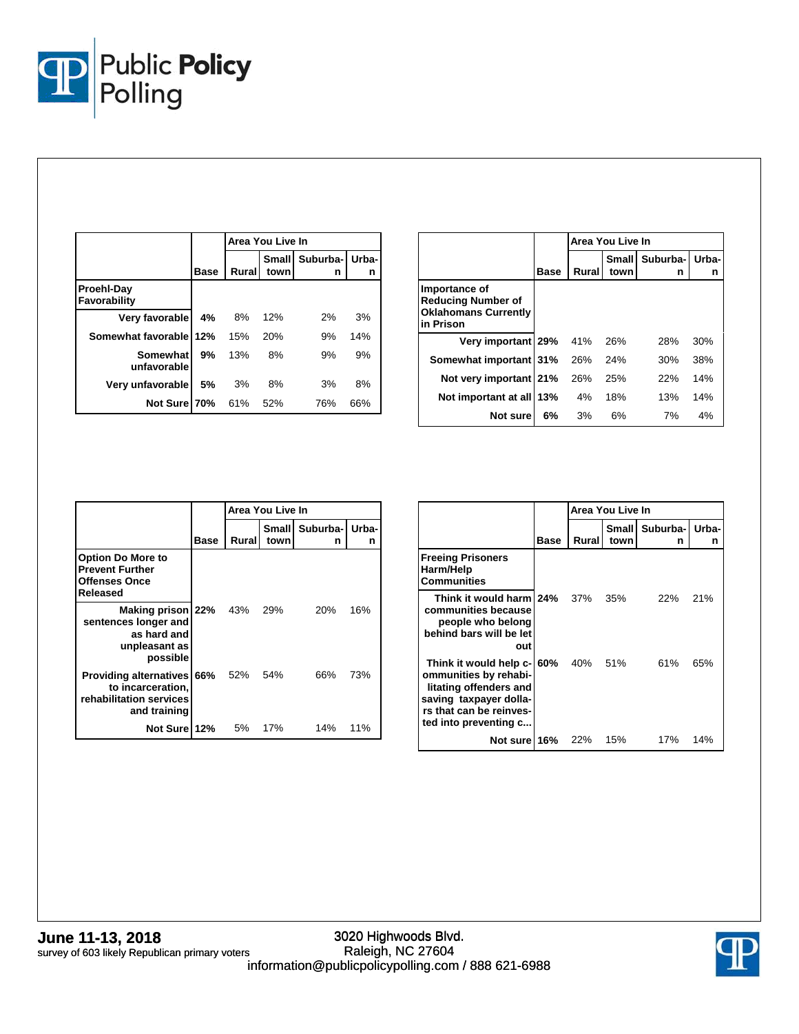| | Base | Area You Live In | | | |
|---|---|---|---|---|---|
| | | Rural | Small town | Suburban | Urban |
| **Proehl-Day Favorability** | | | | | |
| Very favorable | 4% | 8% | 12% | 2% | 3% |
| Somewhat favorable | 12% | 15% | 20% | 9% | 14% |
| Somewhat unfavorable | 9% | 13% | 8% | 9% | 9% |
| Very unfavorable | 5% | 3% | 8% | 3% | 8% |
| Not Sure | 70% | 61% | 52% | 76% | 66% |

| | Base | Area You Live In | | | |
|---|---|---|---|---|---|
| | | Rural | Small town | Suburban | Urban |
| **Importance of Reducing Number of Oklahomans Currently in Prison** | | | | | |
| Very important | 29% | 41% | 26% | 28% | 30% |
| Somewhat important | 31% | 26% | 24% | 30% | 38% |
| Not very important | 21% | 26% | 25% | 22% | 14% |
| Not important at all | 13% | 4% | 18% | 13% | 14% |
| Not sure | 6% | 3% | 6% | 7% | 4% |

| | Base | Area You Live In | | | |
|---|---|---|---|---|---|
| | | Rural | Small town | Suburban | Urban |
| **Option Do More to Prevent Further Offenses Once Released** | | | | | |
| Making prison sentences longer and as hard and unpleasant as possible | 22% | 43% | 29% | 20% | 16% |
| Providing alternatives to incarceration, rehabilitation services and training | 66% | 52% | 54% | 66% | 73% |
| Not Sure | 12% | 5% | 17% | 14% | 11% |

| | Base | Area You Live In | | | |
|---|---|---|---|---|---|
| | | Rural | Small town | Suburban | Urban |
| **Freeing Prisoners Harm/Help Communities** | | | | | |
| Think it would harm communities because people who belong behind bars will be let out | 24% | 37% | 35% | 22% | 21% |
| Think it would help communities by rehabilitating offenders and saving taxpayer dollars that can be reinvested into preventing c... | 60% | 40% | 51% | 61% | 65% |
| Not sure | 16% | 22% | 15% | 17% | 14% |

**June 11-13, 2018**
survey of 603 likely Republican primary voters

3020 Highwoods Blvd.
Raleigh, NC 27604
information@publicpolicypolling.com / 888 621-6988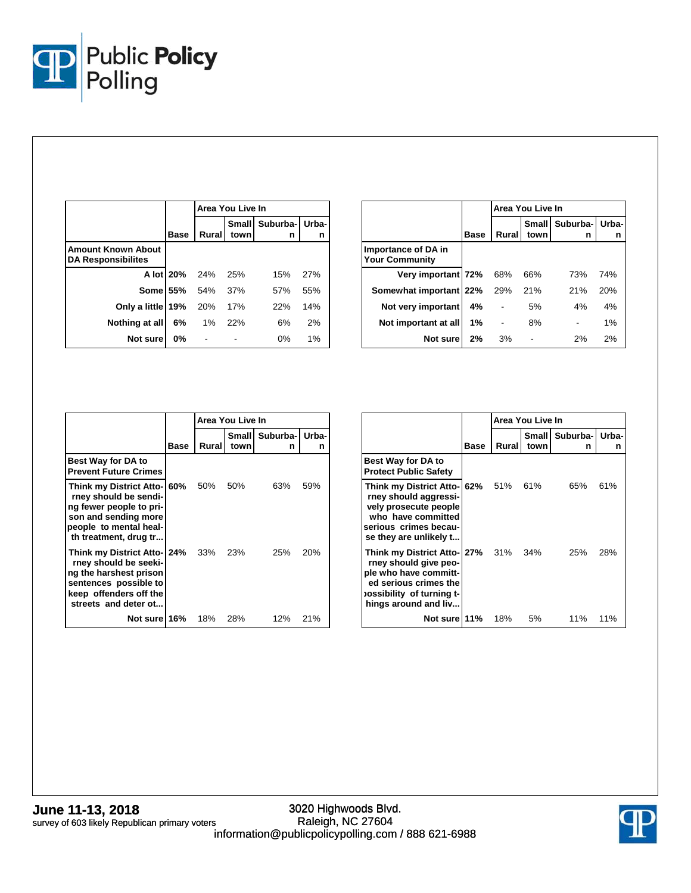| | Base | Area You Live In | | | |
|---|---|---|---|---|---|
| | | Rural | Small town | Suburban | Urban |
| **Amount Known About DA Responsibilites** | | | | | |
| A lot | 20% | 24% | 25% | 15% | 27% |
| Some | 55% | 54% | 37% | 57% | 55% |
| Only a little | 19% | 20% | 17% | 22% | 14% |
| Nothing at all | 6% | 1% | 22% | 6% | 2% |
| Not sure | 0% | - | - | 0% | 1% |

| | Base | Area You Live In | | | |
|---|---|---|---|---|---|
| | | Rural | Small town | Suburban | Urban |
| **Importance of DA in Your Community** | | | | | |
| Very important | 72% | 68% | 66% | 73% | 74% |
| Somewhat important | 22% | 29% | 21% | 21% | 20% |
| Not very important | 4% | - | 5% | 4% | 4% |
| Not important at all | 1% | - | 8% | - | 1% |
| Not sure | 2% | 3% | - | 2% | 2% |

| | Base | Area You Live In | | | |
|---|---|---|---|---|---|
| | | Rural | Small town | Suburban | Urban |
| **Best Way for DA to Prevent Future Crimes** | | | | | |
| Think my District Attorney should be sending fewer people to prison and sending more people to mental health treatment, drug tr... | 60% | 50% | 50% | 63% | 59% |
| Think my District Attorney should be seeking the harshest prison sentences possible to keep offenders off the streets and deter ot... | 24% | 33% | 23% | 25% | 20% |
| Not sure | 16% | 18% | 28% | 12% | 21% |

| | Base | Area You Live In | | | |
|---|---|---|---|---|---|
| | | Rural | Small town | Suburban | Urban |
| **Best Way for DA to Protect Public Safety** | | | | | |
| Think my District Attorney should aggressively prosecute people who have committed serious crimes because they are unlikely t... | 62% | 51% | 61% | 65% | 61% |
| Think my District Attorney should give people who have committed serious crimes the possibility of turning things around and liv... | 27% | 31% | 34% | 25% | 28% |
| Not sure | 11% | 18% | 5% | 11% | 11% |

**June 11-13, 2018**
survey of 603 likely Republican primary voters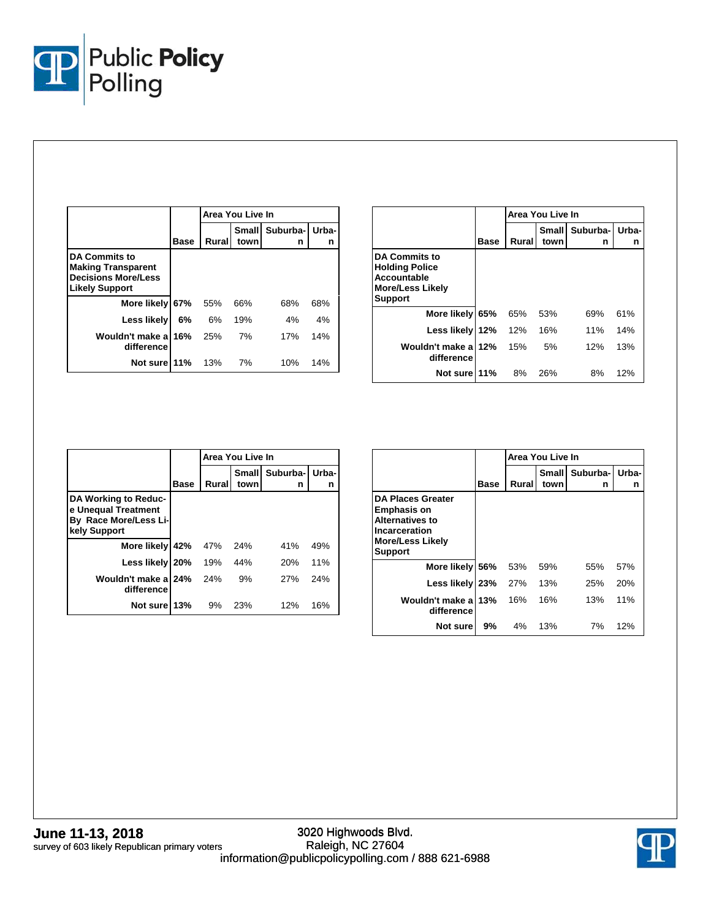| | Base | Area You Live In | | | |
|---|---|---|---|---|---|
| | | Rural | Small town | Suburban | Urban |
| **DA Commits to Making Transparent Decisions More/Less Likely Support** | | | | | |
| More likely | 67% | 55% | 66% | 68% | 68% |
| Less likely | 6% | 6% | 19% | 4% | 4% |
| Wouldn't make a difference | 16% | 25% | 7% | 17% | 14% |
| Not sure | 11% | 13% | 7% | 10% | 14% |

| | Base | Area You Live In | | | |
|---|---|---|---|---|---|
| | | Rural | Small town | Suburban | Urban |
| **DA Commits to Holding Police Accountable More/Less Likely Support** | | | | | |
| More likely | 65% | 65% | 53% | 69% | 61% |
| Less likely | 12% | 12% | 16% | 11% | 14% |
| Wouldn't make a difference | 12% | 15% | 5% | 12% | 13% |
| Not sure | 11% | 8% | 26% | 8% | 12% |

| | Base | Area You Live In | | | |
|---|---|---|---|---|---|
| | | Rural | Small town | Suburban | Urban |
| **DA Working to Reduce Unequal Treatment By Race More/Less Likely Support** | | | | | |
| More likely | 42% | 47% | 24% | 41% | 49% |
| Less likely | 20% | 19% | 44% | 20% | 11% |
| Wouldn't make a difference | 24% | 24% | 9% | 27% | 24% |
| Not sure | 13% | 9% | 23% | 12% | 16% |

| | Base | Area You Live In | | | |
|---|---|---|---|---|---|
| | | Rural | Small town | Suburban | Urban |
| **DA Places Greater Emphasis on Alternatives to Incarceration More/Less Likely Support** | | | | | |
| More likely | 56% | 53% | 59% | 55% | 57% |
| Less likely | 23% | 27% | 13% | 25% | 20% |
| Wouldn't make a difference | 13% | 16% | 16% | 13% | 11% |
| Not sure | 9% | 4% | 13% | 7% | 12% |

**June 11-13, 2018**
survey of 603 likely Republican primary voters

3020 Highwoods Blvd.
Raleigh, NC 27604
information@publicpolicypolling.com / 888 621-6988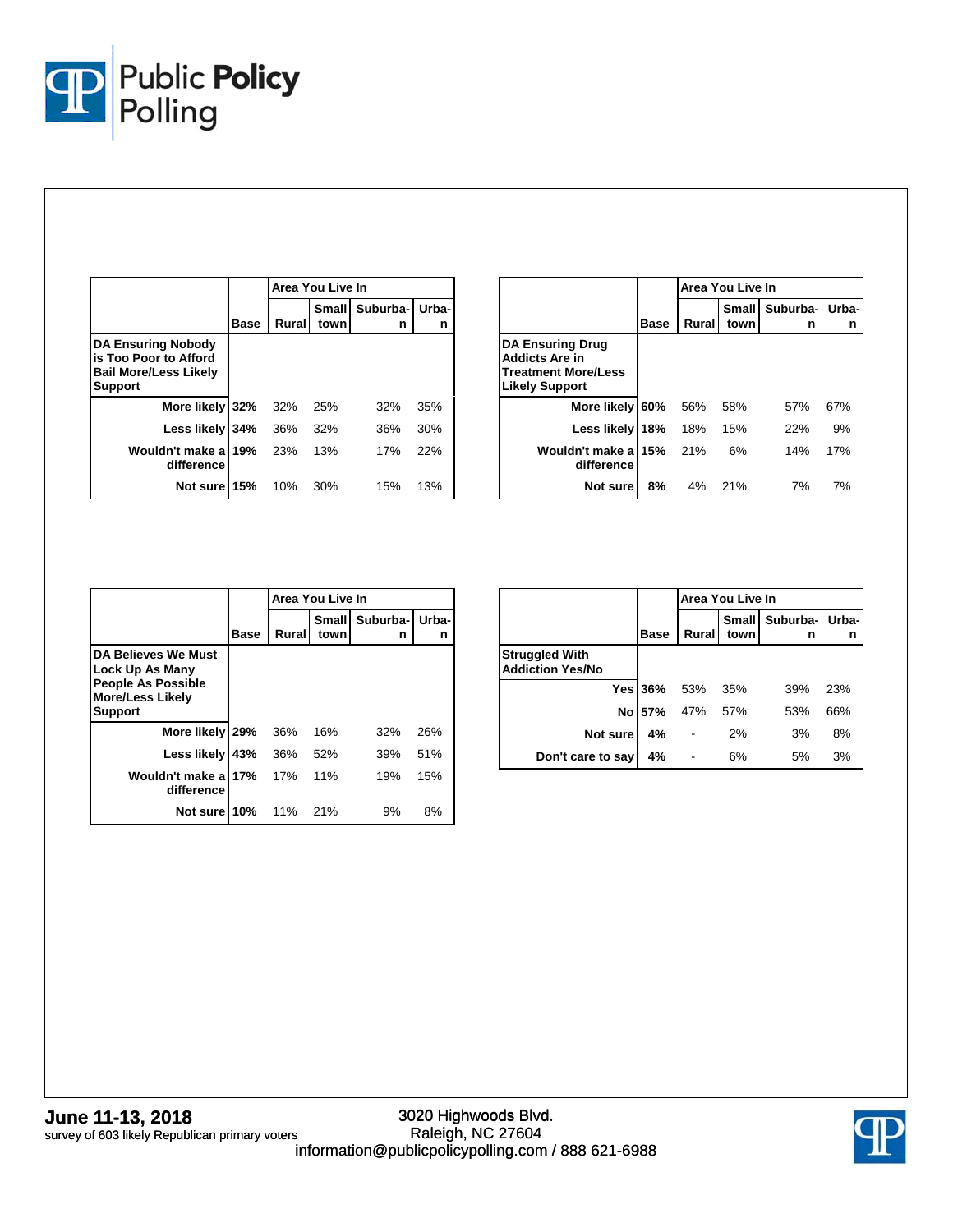| | Base | Area You Live In | | | |
|---|---|---|---|---|---|
| | | Rural | Small town | Suburban | Urban |
| **DA Ensuring Nobody is Too Poor to Afford Bail More/Less Likely Support** | | | | | |
| More likely | 32% | 32% | 25% | 32% | 35% |
| Less likely | 34% | 36% | 32% | 36% | 30% |
| Wouldn't make a difference | 19% | 23% | 13% | 17% | 22% |
| Not sure | 15% | 10% | 30% | 15% | 13% |

| | Base | Area You Live In | | | |
|---|---|---|---|---|---|
| | | Rural | Small town | Suburban | Urban |
| **DA Ensuring Drug Addicts Are in Treatment More/Less Likely Support** | | | | | |
| More likely | 60% | 56% | 58% | 57% | 67% |
| Less likely | 18% | 18% | 15% | 22% | 9% |
| Wouldn't make a difference | 15% | 21% | 6% | 14% | 17% |
| Not sure | 8% | 4% | 21% | 7% | 7% |

| | Base | Area You Live In | | | |
|---|---|---|---|---|---|
| | | Rural | Small town | Suburban | Urban |
| **DA Believes We Must Lock Up As Many People As Possible More/Less Likely Support** | | | | | |
| More likely | 29% | 36% | 16% | 32% | 26% |
| Less likely | 43% | 36% | 52% | 39% | 51% |
| Wouldn't make a difference | 17% | 17% | 11% | 19% | 15% |
| Not sure | 10% | 11% | 21% | 9% | 8% |

| | Base | Area You Live In | | | |
|---|---|---|---|---|---|
| | | Rural | Small town | Suburban | Urban |
| **Struggled With Addiction Yes/No** | | | | | |
| Yes | 36% | 53% | 35% | 39% | 23% |
| No | 57% | 47% | 57% | 53% | 66% |
| Not sure | 4% | - | 2% | 3% | 8% |
| Don't care to say | 4% | - | 6% | 5% | 3% |

**June 11-13, 2018**
survey of 603 likely Republican primary voters

3020 Highwoods Blvd.
Raleigh, NC 27604
information@publicpolicypolling.com / 888 621-6988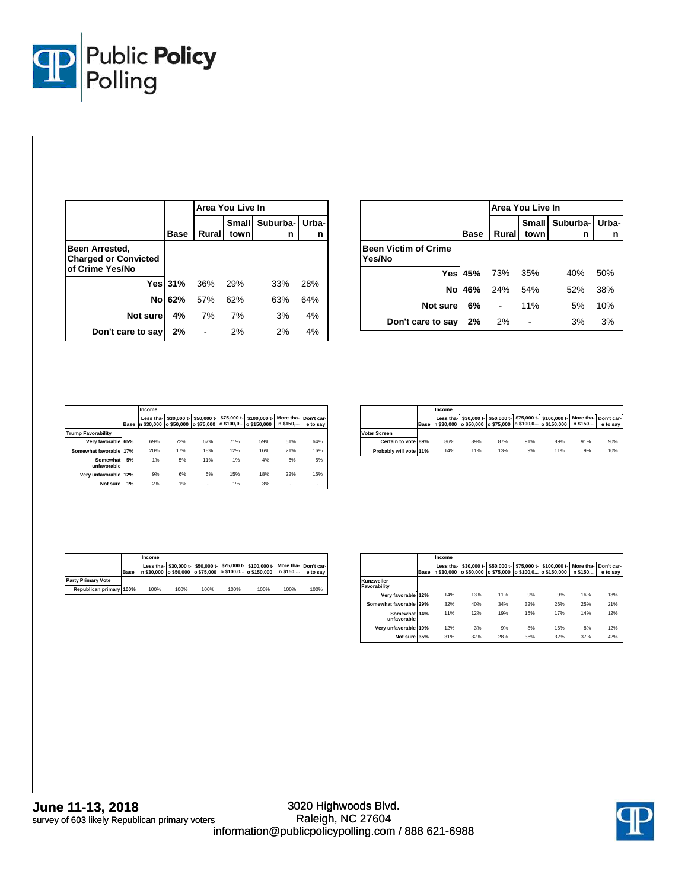| | Base | Area You Live In | | | |
|---|---|---|---|---|---|
| | | Rural | Small town | Suburban | Urban |
| **Been Arrested, Charged or Convicted of Crime Yes/No** | | | | | |
| Yes | 31% | 36% | 29% | 33% | 28% |
| No | 62% | 57% | 62% | 63% | 64% |
| Not sure | 4% | 7% | 7% | 3% | 4% |
| Don't care to say | 2% | - | 2% | 2% | 4% |

| | Base | Area You Live In | | | |
|---|---|---|---|---|---|
| | | Rural | Small town | Suburban | Urban |
| **Been Victim of Crime Yes/No** | | | | | |
| Yes | 45% | 73% | 35% | 40% | 50% |
| No | 46% | 24% | 54% | 52% | 38% |
| Not sure | 6% | - | 11% | 5% | 10% |
| Don't care to say | 2% | 2% | - | 3% | 3% |

| | Base | Income | | | | | | |
|---|---|---|---|---|---|---|---|---|
| | | Less than $30,000 | $30,000 to $50,000 | $50,000 to $75,000 | $75,000 to $100,0... | $100,000 to $150,000 | More than $150,... | Don't care to say |
| **Trump Favorability** | | | | | | | | |
| Very favorable | 65% | 69% | 72% | 67% | 71% | 59% | 51% | 64% |
| Somewhat favorable | 17% | 20% | 17% | 18% | 12% | 16% | 21% | 16% |
| Somewhat unfavorable | 5% | 1% | 5% | 11% | 1% | 4% | 6% | 5% |
| Very unfavorable | 12% | 9% | 6% | 5% | 15% | 18% | 22% | 15% |
| Not sure | 1% | 2% | 1% | - | 1% | 3% | - | - |

| | Base | Income | | | | | | |
|---|---|---|---|---|---|---|---|---|
| | | Less than $30,000 | $30,000 to $50,000 | $50,000 to $75,000 | $75,000 to $100,0... | $100,000 to $150,000 | More than $150,... | Don't care to say |
| **Voter Screen** | | | | | | | | |
| Certain to vote | 89% | 86% | 89% | 87% | 91% | 89% | 91% | 90% |
| Probably will vote | 11% | 14% | 11% | 13% | 9% | 11% | 9% | 10% |

| | Base | Income | | | | | | |
|---|---|---|---|---|---|---|---|---|
| | | Less than $30,000 | $30,000 to $50,000 | $50,000 to $75,000 | $75,000 to $100,0... | $100,000 to $150,000 | More than $150,... | Don't care to say |
| **Party Primary Vote** | | | | | | | | |
| Republican primary | 100% | 100% | 100% | 100% | 100% | 100% | 100% | 100% |

| | Base | Income | | | | | | |
|---|---|---|---|---|---|---|---|---|
| | | Less than $30,000 | $30,000 to $50,000 | $50,000 to $75,000 | $75,000 to $100,0... | $100,000 to $150,000 | More than $150,... | Don't care to say |
| **Kunzweiler Favorability** | | | | | | | | |
| Very favorable | 12% | 14% | 13% | 11% | 9% | 9% | 16% | 13% |
| Somewhat favorable | 29% | 32% | 40% | 34% | 32% | 26% | 25% | 21% |
| Somewhat unfavorable | 14% | 11% | 12% | 19% | 15% | 17% | 14% | 12% |
| Very unfavorable | 10% | 12% | 3% | 9% | 8% | 16% | 8% | 12% |
| Not sure | 35% | 31% | 32% | 28% | 36% | 32% | 37% | 42% |

**June 11-13, 2018**
survey of 603 likely Republican primary voters

3020 Highwoods Blvd.
Raleigh, NC 27604
information@publicpolicypolling.com / 888 621-6988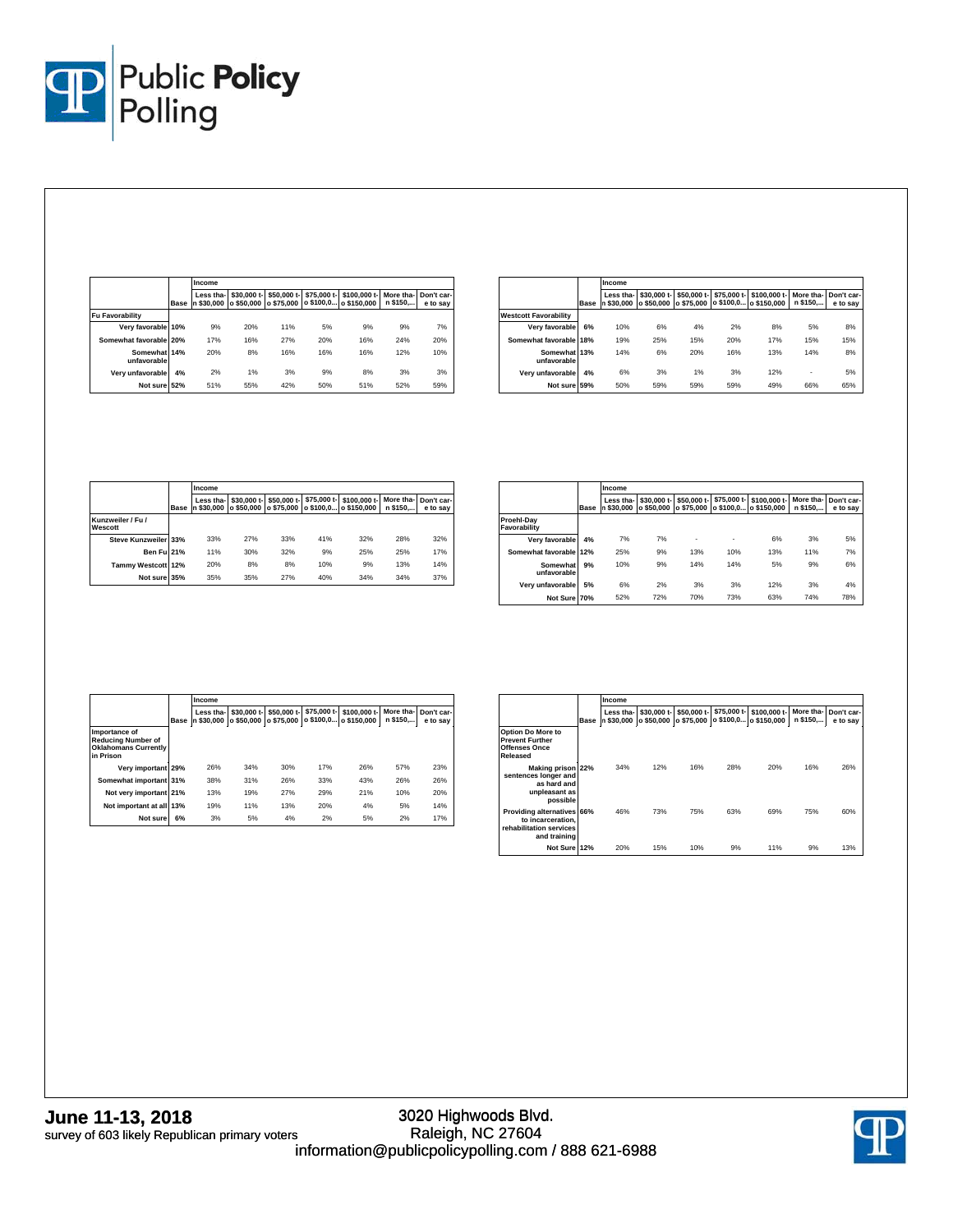| | Base | Income | | | | | | |
|---|---|---|---|---|---|---|---|---|
| | | Less than $30,000 | $30,000 to $50,000 | $50,000 to $75,000 | $75,000 to $100,0... | $100,000 to $150,000 | More than $150,... | Don't care to say |
| **Fu Favorability** | | | | | | | | |
| Very favorable | 10% | 9% | 20% | 11% | 5% | 9% | 9% | 7% |
| Somewhat favorable | 20% | 17% | 16% | 27% | 20% | 16% | 24% | 20% |
| Somewhat unfavorable | 14% | 20% | 8% | 16% | 16% | 16% | 12% | 10% |
| Very unfavorable | 4% | 2% | 1% | 3% | 9% | 8% | 3% | 3% |
| Not sure | 52% | 51% | 55% | 42% | 50% | 51% | 52% | 59% |

| | Base | Income | | | | | | |
|---|---|---|---|---|---|---|---|---|
| | | Less than $30,000 | $30,000 to $50,000 | $50,000 to $75,000 | $75,000 to $100,0... | $100,000 to $150,000 | More than $150,... | Don't care to say |
| **Westcott Favorability** | | | | | | | | |
| Very favorable | 6% | 10% | 6% | 4% | 2% | 8% | 5% | 8% |
| Somewhat favorable | 18% | 19% | 25% | 15% | 20% | 17% | 15% | 15% |
| Somewhat unfavorable | 13% | 14% | 6% | 20% | 16% | 13% | 14% | 8% |
| Very unfavorable | 4% | 6% | 3% | 1% | 3% | 12% | - | 5% |
| Not sure | 59% | 50% | 59% | 59% | 59% | 49% | 66% | 65% |

| | Base | Income | | | | | | |
|---|---|---|---|---|---|---|---|---|
| | | Less than $30,000 | $30,000 to $50,000 | $50,000 to $75,000 | $75,000 to $100,0... | $100,000 to $150,000 | More than $150,... | Don't care to say |
| **Kunzweiler / Fu / Wescott** | | | | | | | | |
| Steve Kunzweiler | 33% | 33% | 27% | 33% | 41% | 32% | 28% | 32% |
| Ben Fu | 21% | 11% | 30% | 32% | 9% | 25% | 25% | 17% |
| Tammy Westcott | 12% | 20% | 8% | 8% | 10% | 9% | 13% | 14% |
| Not sure | 35% | 35% | 35% | 27% | 40% | 34% | 34% | 37% |

| | Base | Income | | | | | | |
|---|---|---|---|---|---|---|---|---|
| | | Less than $30,000 | $30,000 to $50,000 | $50,000 to $75,000 | $75,000 to $100,0... | $100,000 to $150,000 | More than $150,... | Don't care to say |
| **Proehl-Day Favorability** | | | | | | | | |
| Very favorable | 4% | 7% | 7% | - | - | 6% | 3% | 5% |
| Somewhat favorable | 12% | 25% | 9% | 13% | 10% | 13% | 11% | 7% |
| Somewhat unfavorable | 9% | 10% | 9% | 14% | 14% | 5% | 9% | 6% |
| Very unfavorable | 5% | 6% | 2% | 3% | 3% | 12% | 3% | 4% |
| Not Sure | 70% | 52% | 72% | 70% | 73% | 63% | 74% | 78% |

| | Base | Income | | | | | | |
|---|---|---|---|---|---|---|---|---|
| | | Less than $30,000 | $30,000 to $50,000 | $50,000 to $75,000 | $75,000 to $100,0... | $100,000 to $150,000 | More than $150,... | Don't care to say |
| **Importance of Reducing Number of Oklahomans Currently in Prison** | | | | | | | | |
| Very important | 29% | 26% | 34% | 30% | 17% | 26% | 57% | 23% |
| Somewhat important | 31% | 38% | 31% | 26% | 33% | 43% | 26% | 26% |
| Not very important | 21% | 13% | 19% | 27% | 29% | 21% | 10% | 20% |
| Not important at all | 13% | 19% | 11% | 13% | 20% | 4% | 5% | 14% |
| Not sure | 6% | 3% | 5% | 4% | 2% | 5% | 2% | 17% |

| | Base | Income | | | | | | |
|---|---|---|---|---|---|---|---|---|
| | | Less than $30,000 | $30,000 to $50,000 | $50,000 to $75,000 | $75,000 to $100,0... | $100,000 to $150,000 | More than $150,... | Don't care to say |
| **Option Do More to Prevent Further Offenses Once Released** | | | | | | | | |
| Making prison sentences longer and as hard and unpleasant as possible | 22% | 34% | 12% | 16% | 28% | 20% | 16% | 26% |
| Providing alternatives to incarceration, rehabilitation services and training | 66% | 46% | 73% | 75% | 63% | 69% | 75% | 60% |
| Not Sure | 12% | 20% | 15% | 10% | 9% | 11% | 9% | 13% |

**June 11-13, 2018**
survey of 603 likely Republican primary voters

3020 Highwoods Blvd.
Raleigh, NC 27604
information@publicpolicypolling.com / 888 621-6988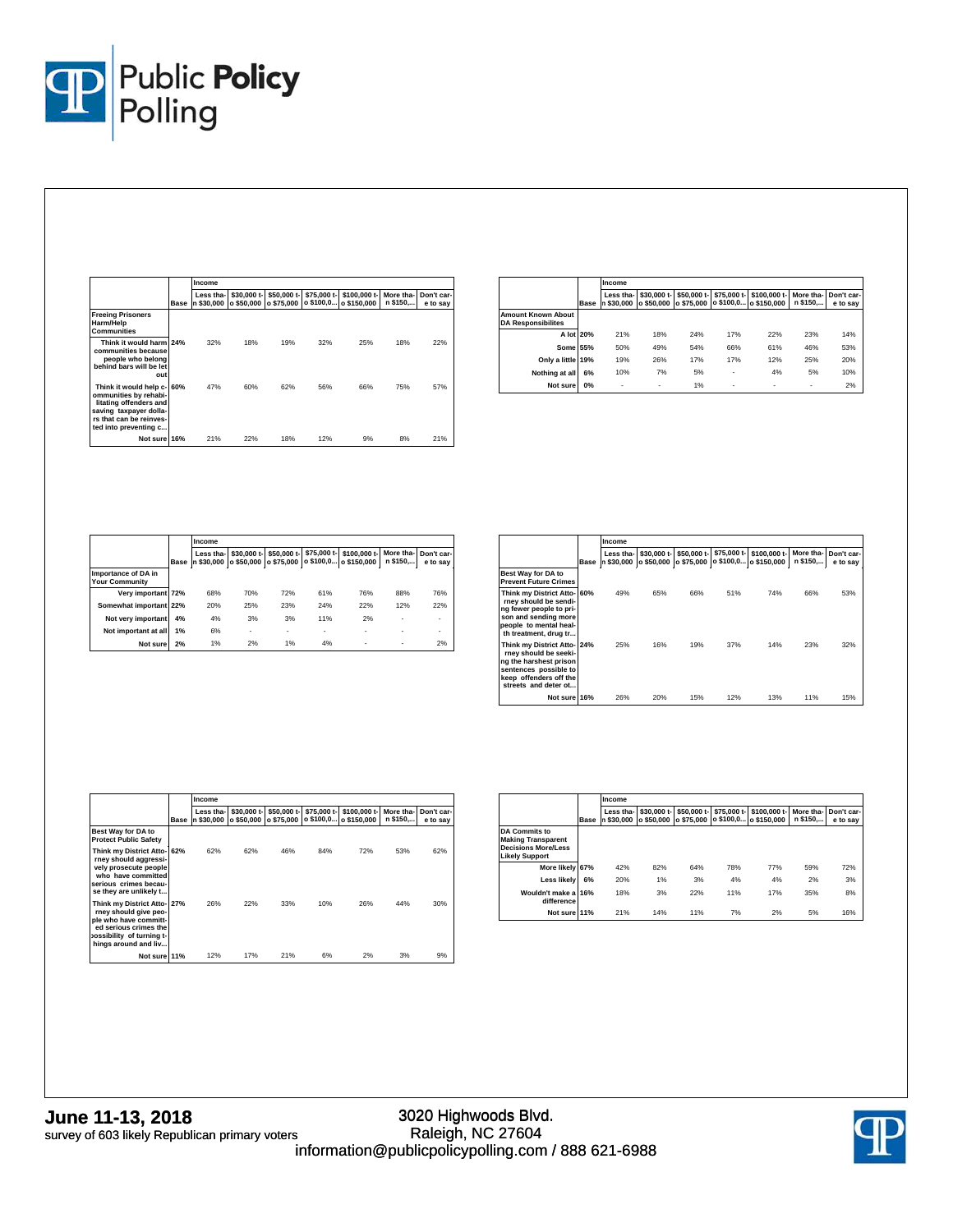|  | Base | Income | | | | | | |
|---|---|---|---|---|---|---|---|---|
|  |  | Less than $30,000 | $30,000 to $50,000 | $50,000 to $75,000 | $75,000 to $100,0... | $100,000 to $150,000 | More than $150,... | Don't care to say |
| **Freeing Prisoners Harm/Help Communities** | | | | | | | | |
| Think it would harm communities because people who belong behind bars will be let out | 24% | 32% | 18% | 19% | 32% | 25% | 18% | 22% |
| Think it would help communities by rehabilitating offenders and saving taxpayer dollars that can be reinvested into preventing c... | 60% | 47% | 60% | 62% | 56% | 66% | 75% | 57% |
| Not sure | 16% | 21% | 22% | 18% | 12% | 9% | 8% | 21% |

|  | Base | Income | | | | | | |
|---|---|---|---|---|---|---|---|---|
|  |  | Less than $30,000 | $30,000 to $50,000 | $50,000 to $75,000 | $75,000 to $100,0... | $100,000 to $150,000 | More than $150,... | Don't care to say |
| **Amount Known About DA Responsibilites** | | | | | | | | |
| A lot | 20% | 21% | 18% | 24% | 17% | 22% | 23% | 14% |
| Some | 55% | 50% | 49% | 54% | 66% | 61% | 46% | 53% |
| Only a little | 19% | 19% | 26% | 17% | 17% | 12% | 25% | 20% |
| Nothing at all | 6% | 10% | 7% | 5% | - | 4% | 5% | 10% |
| Not sure | 0% | - | - | 1% | - | - | - | 2% |

|  | Base | Income | | | | | | |
|---|---|---|---|---|---|---|---|---|
|  |  | Less than $30,000 | $30,000 to $50,000 | $50,000 to $75,000 | $75,000 to $100,0... | $100,000 to $150,000 | More than $150,... | Don't care to say |
| **Importance of DA in Your Community** | | | | | | | | |
| Very important | 72% | 68% | 70% | 72% | 61% | 76% | 88% | 76% |
| Somewhat important | 22% | 20% | 25% | 23% | 24% | 22% | 12% | 22% |
| Not very important | 4% | 4% | 3% | 3% | 11% | 2% | - | - |
| Not important at all | 1% | 6% | - | - | - | - | - | - |
| Not sure | 2% | 1% | 2% | 1% | 4% | - | - | 2% |

|  | Base | Income | | | | | | |
|---|---|---|---|---|---|---|---|---|
|  |  | Less than $30,000 | $30,000 to $50,000 | $50,000 to $75,000 | $75,000 to $100,0... | $100,000 to $150,000 | More than $150,... | Don't care to say |
| **Best Way for DA to Prevent Future Crimes** | | | | | | | | |
| Think my District Attorney should be sending fewer people to prison and sending more people to mental health treatment, drug tr... | 60% | 49% | 65% | 66% | 51% | 74% | 66% | 53% |
| Think my District Attorney should be seeking the harshest prison sentences possible to keep offenders off the streets and deter ot... | 24% | 25% | 16% | 19% | 37% | 14% | 23% | 32% |
| Not sure | 16% | 26% | 20% | 15% | 12% | 13% | 11% | 15% |

|  | Base | Income | | | | | | |
|---|---|---|---|---|---|---|---|---|
|  |  | Less than $30,000 | $30,000 to $50,000 | $50,000 to $75,000 | $75,000 to $100,0... | $100,000 to $150,000 | More than $150,... | Don't care to say |
| **Best Way for DA to Protect Public Safety** | | | | | | | | |
| Think my District Attorney should aggressively prosecute people who have committed serious crimes because they are unlikely t... | 62% | 62% | 62% | 46% | 84% | 72% | 53% | 62% |
| Think my District Attorney should give people who have committed serious crimes the possibility of turning things around and liv... | 27% | 26% | 22% | 33% | 10% | 26% | 44% | 30% |
| Not sure | 11% | 12% | 17% | 21% | 6% | 2% | 3% | 9% |

|  | Base | Income | | | | | | |
|---|---|---|---|---|---|---|---|---|
|  |  | Less than $30,000 | $30,000 to $50,000 | $50,000 to $75,000 | $75,000 to $100,0... | $100,000 to $150,000 | More than $150,... | Don't care to say |
| **DA Commits to Making Transparent Decisions More/Less Likely Support** | | | | | | | | |
| More likely | 67% | 42% | 82% | 64% | 78% | 77% | 59% | 72% |
| Less likely | 6% | 20% | 1% | 3% | 4% | 4% | 2% | 3% |
| Wouldn't make a difference | 16% | 18% | 3% | 22% | 11% | 17% | 35% | 8% |
| Not sure | 11% | 21% | 14% | 11% | 7% | 2% | 5% | 16% |

**June 11-13, 2018**
survey of 603 likely Republican primary voters

3020 Highwoods Blvd.
Raleigh, NC 27604
information@publicpolicypolling.com / 888 621-6988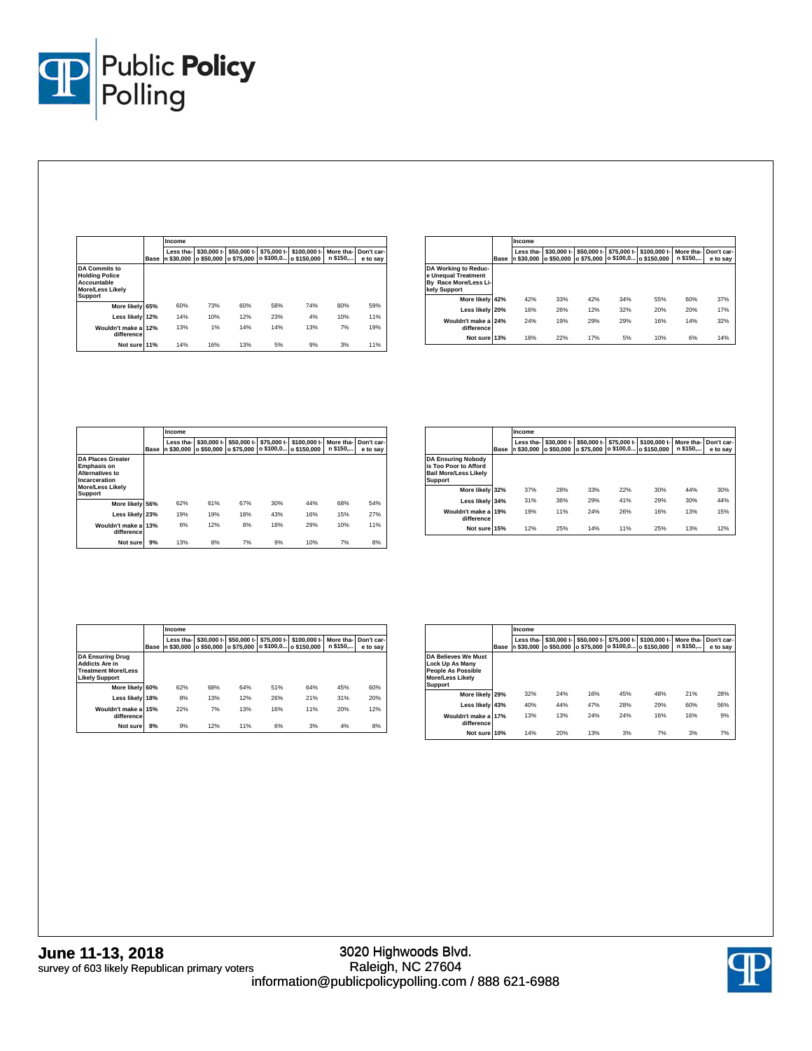| | Base | Income | | | | | | |
|---|---|---|---|---|---|---|---|---|
| | | Less than $30,000 | $30,000 to $50,000 | $50,000 to $75,000 | $75,000 to $100,0... | $100,000 to $150,000 | More than $150,... | Don't care to say |
| **DA Commits to Holding Police Accountable More/Less Likely Support** | | | | | | | | |
| More likely | 65% | 60% | 73% | 60% | 58% | 74% | 80% | 59% |
| Less likely | 12% | 14% | 10% | 12% | 23% | 4% | 10% | 11% |
| Wouldn't make a difference | 12% | 13% | 1% | 14% | 14% | 13% | 7% | 19% |
| Not sure | 11% | 14% | 16% | 13% | 5% | 9% | 3% | 11% |

| | Base | Income | | | | | | |
|---|---|---|---|---|---|---|---|---|
| | | Less than $30,000 | $30,000 to $50,000 | $50,000 to $75,000 | $75,000 to $100,0... | $100,000 to $150,000 | More than $150,... | Don't care to say |
| **DA Working to Reduce Unequal Treatment By Race More/Less Likely Support** | | | | | | | | |
| More likely | 42% | 42% | 33% | 42% | 34% | 55% | 60% | 37% |
| Less likely | 20% | 16% | 26% | 12% | 32% | 20% | 20% | 17% |
| Wouldn't make a difference | 24% | 24% | 19% | 29% | 29% | 16% | 14% | 32% |
| Not sure | 13% | 18% | 22% | 17% | 5% | 10% | 6% | 14% |

| | Base | Income | | | | | | |
|---|---|---|---|---|---|---|---|---|
| | | Less than $30,000 | $30,000 to $50,000 | $50,000 to $75,000 | $75,000 to $100,0... | $100,000 to $150,000 | More than $150,... | Don't care to say |
| **DA Places Greater Emphasis on Alternatives to Incarceration More/Less Likely Support** | | | | | | | | |
| More likely | 56% | 62% | 61% | 67% | 30% | 44% | 68% | 54% |
| Less likely | 23% | 19% | 19% | 18% | 43% | 16% | 15% | 27% |
| Wouldn't make a difference | 13% | 6% | 12% | 8% | 18% | 29% | 10% | 11% |
| Not sure | 9% | 13% | 8% | 7% | 9% | 10% | 7% | 8% |

| | Base | Income | | | | | | |
|---|---|---|---|---|---|---|---|---|
| | | Less than $30,000 | $30,000 to $50,000 | $50,000 to $75,000 | $75,000 to $100,0... | $100,000 to $150,000 | More than $150,... | Don't care to say |
| **DA Ensuring Nobody is Too Poor to Afford Bail More/Less Likely Support** | | | | | | | | |
| More likely | 32% | 37% | 28% | 33% | 22% | 30% | 44% | 30% |
| Less likely | 34% | 31% | 36% | 29% | 41% | 29% | 30% | 44% |
| Wouldn't make a difference | 19% | 19% | 11% | 24% | 26% | 16% | 13% | 15% |
| Not sure | 15% | 12% | 25% | 14% | 11% | 25% | 13% | 12% |

| | Base | Income | | | | | | |
|---|---|---|---|---|---|---|---|---|
| | | Less than $30,000 | $30,000 to $50,000 | $50,000 to $75,000 | $75,000 to $100,0... | $100,000 to $150,000 | More than $150,... | Don't care to say |
| **DA Ensuring Drug Addicts Are in Treatment More/Less Likely Support** | | | | | | | | |
| More likely | 60% | 62% | 68% | 64% | 51% | 64% | 45% | 60% |
| Less likely | 18% | 8% | 13% | 12% | 26% | 21% | 31% | 20% |
| Wouldn't make a difference | 15% | 22% | 7% | 13% | 16% | 11% | 20% | 12% |
| Not sure | 8% | 9% | 12% | 11% | 6% | 3% | 4% | 8% |

| | Base | Income | | | | | | |
|---|---|---|---|---|---|---|---|---|
| | | Less than $30,000 | $30,000 to $50,000 | $50,000 to $75,000 | $75,000 to $100,0... | $100,000 to $150,000 | More than $150,... | Don't care to say |
| **DA Believes We Must Lock Up As Many People As Possible More/Less Likely Support** | | | | | | | | |
| More likely | 29% | 32% | 24% | 16% | 45% | 48% | 21% | 28% |
| Less likely | 43% | 40% | 44% | 47% | 28% | 29% | 60% | 56% |
| Wouldn't make a difference | 17% | 13% | 13% | 24% | 24% | 16% | 16% | 9% |
| Not sure | 10% | 14% | 20% | 13% | 3% | 7% | 3% | 7% |

**June 11-13, 2018**
survey of 603 likely Republican primary voters

3020 Highwoods Blvd.
Raleigh, NC 27604
information@publicpolicypolling.com / 888 621-6988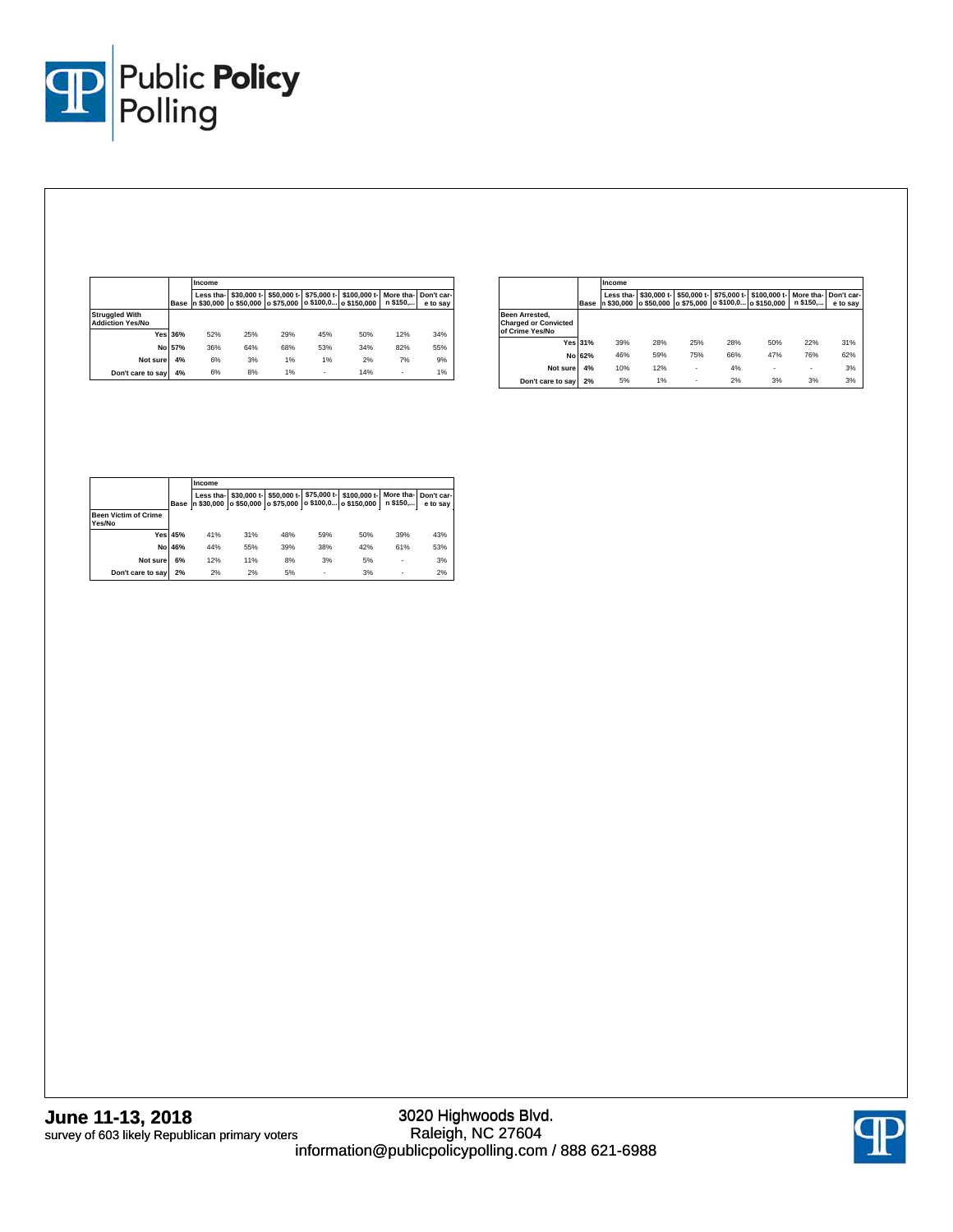| | Base | Income | | | | | | |
|---|---|---|---|---|---|---|---|---|
| | | Less than $30,000 | $30,000 to $50,000 | $50,000 to $75,000 | $75,000 to $100,0... | $100,000 to $150,000 | More than $150,... | Don't care to say |
| **Struggled With Addiction Yes/No** | | | | | | | | |
| Yes | 36% | 52% | 25% | 29% | 45% | 50% | 12% | 34% |
| No | 57% | 36% | 64% | 68% | 53% | 34% | 82% | 55% |
| Not sure | 4% | 6% | 3% | 1% | 1% | 2% | 7% | 9% |
| Don't care to say | 4% | 6% | 8% | 1% | - | 14% | - | 1% |

| | Base | Income | | | | | | |
|---|---|---|---|---|---|---|---|---|
| | | Less than $30,000 | $30,000 to $50,000 | $50,000 to $75,000 | $75,000 to $100,0... | $100,000 to $150,000 | More than $150,... | Don't care to say |
| **Been Arrested, Charged or Convicted of Crime Yes/No** | | | | | | | | |
| Yes | 31% | 39% | 28% | 25% | 28% | 50% | 22% | 31% |
| No | 62% | 46% | 59% | 75% | 66% | 47% | 76% | 62% |
| Not sure | 4% | 10% | 12% | - | 4% | - | - | 3% |
| Don't care to say | 2% | 5% | 1% | - | 2% | 3% | 3% | 3% |

| | Base | Income | | | | | | |
|---|---|---|---|---|---|---|---|---|
| | | Less than $30,000 | $30,000 to $50,000 | $50,000 to $75,000 | $75,000 to $100,0... | $100,000 to $150,000 | More than $150,... | Don't care to say |
| **Been Victim of Crime Yes/No** | | | | | | | | |
| Yes | 45% | 41% | 31% | 48% | 59% | 50% | 39% | 43% |
| No | 46% | 44% | 55% | 39% | 38% | 42% | 61% | 53% |
| Not sure | 6% | 12% | 11% | 8% | 3% | 5% | - | 3% |
| Don't care to say | 2% | 2% | 2% | 5% | - | 3% | - | 2% |